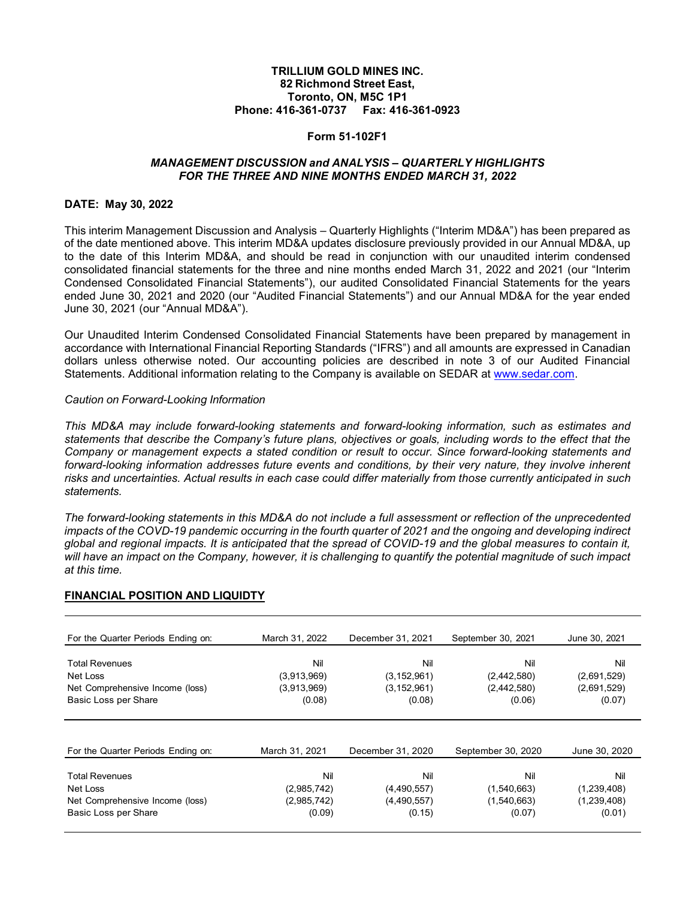**TRILLIUM GOLD MINES INC.**
**82 Richmond Street East,**
**Toronto, ON, M5C 1P1**
**Phone: 416-361-0737 Fax: 416-361-0923**

**Form 51-102F1**

***MANAGEMENT DISCUSSION and ANALYSIS – QUARTERLY HIGHLIGHTS***
***FOR THE THREE AND NINE MONTHS ENDED MARCH 31, 2022***

**DATE: May 30, 2022**

This interim Management Discussion and Analysis – Quarterly Highlights ("Interim MD&A") has been prepared as of the date mentioned above. This interim MD&A updates disclosure previously provided in our Annual MD&A, up to the date of this Interim MD&A, and should be read in conjunction with our unaudited interim condensed consolidated financial statements for the three and nine months ended March 31, 2022 and 2021 (our "Interim Condensed Consolidated Financial Statements"), our audited Consolidated Financial Statements for the years ended June 30, 2021 and 2020 (our "Audited Financial Statements") and our Annual MD&A for the year ended June 30, 2021 (our "Annual MD&A").

Our Unaudited Interim Condensed Consolidated Financial Statements have been prepared by management in accordance with International Financial Reporting Standards ("IFRS") and all amounts are expressed in Canadian dollars unless otherwise noted. Our accounting policies are described in note 3 of our Audited Financial Statements. Additional information relating to the Company is available on SEDAR at www.sedar.com.

*Caution on Forward-Looking Information*

*This MD&A may include forward-looking statements and forward-looking information, such as estimates and statements that describe the Company's future plans, objectives or goals, including words to the effect that the Company or management expects a stated condition or result to occur. Since forward-looking statements and forward-looking information addresses future events and conditions, by their very nature, they involve inherent risks and uncertainties. Actual results in each case could differ materially from those currently anticipated in such statements.*

*The forward-looking statements in this MD&A do not include a full assessment or reflection of the unprecedented impacts of the COVD-19 pandemic occurring in the fourth quarter of 2021 and the ongoing and developing indirect global and regional impacts. It is anticipated that the spread of COVID-19 and the global measures to contain it, will have an impact on the Company, however, it is challenging to quantify the potential magnitude of such impact at this time.*

## FINANCIAL POSITION AND LIQUIDTY

| For the Quarter Periods Ending on: | March 31, 2022 | December 31, 2021 | September 30, 2021 | June 30, 2021 |
|---|---|---|---|---|
| Total Revenues | Nil | Nil | Nil | Nil |
| Net Loss | (3,913,969) | (3,152,961) | (2,442,580) | (2,691,529) |
| Net Comprehensive Income (loss) | (3,913,969) | (3,152,961) | (2,442,580) | (2,691,529) |
| Basic Loss per Share | (0.08) | (0.08) | (0.06) | (0.07) |

| For the Quarter Periods Ending on: | March 31, 2021 | December 31, 2020 | September 30, 2020 | June 30, 2020 |
|---|---|---|---|---|
| Total Revenues | Nil | Nil | Nil | Nil |
| Net Loss | (2,985,742) | (4,490,557) | (1,540,663) | (1,239,408) |
| Net Comprehensive Income (loss) | (2,985,742) | (4,490,557) | (1,540,663) | (1,239,408) |
| Basic Loss per Share | (0.09) | (0.15) | (0.07) | (0.01) |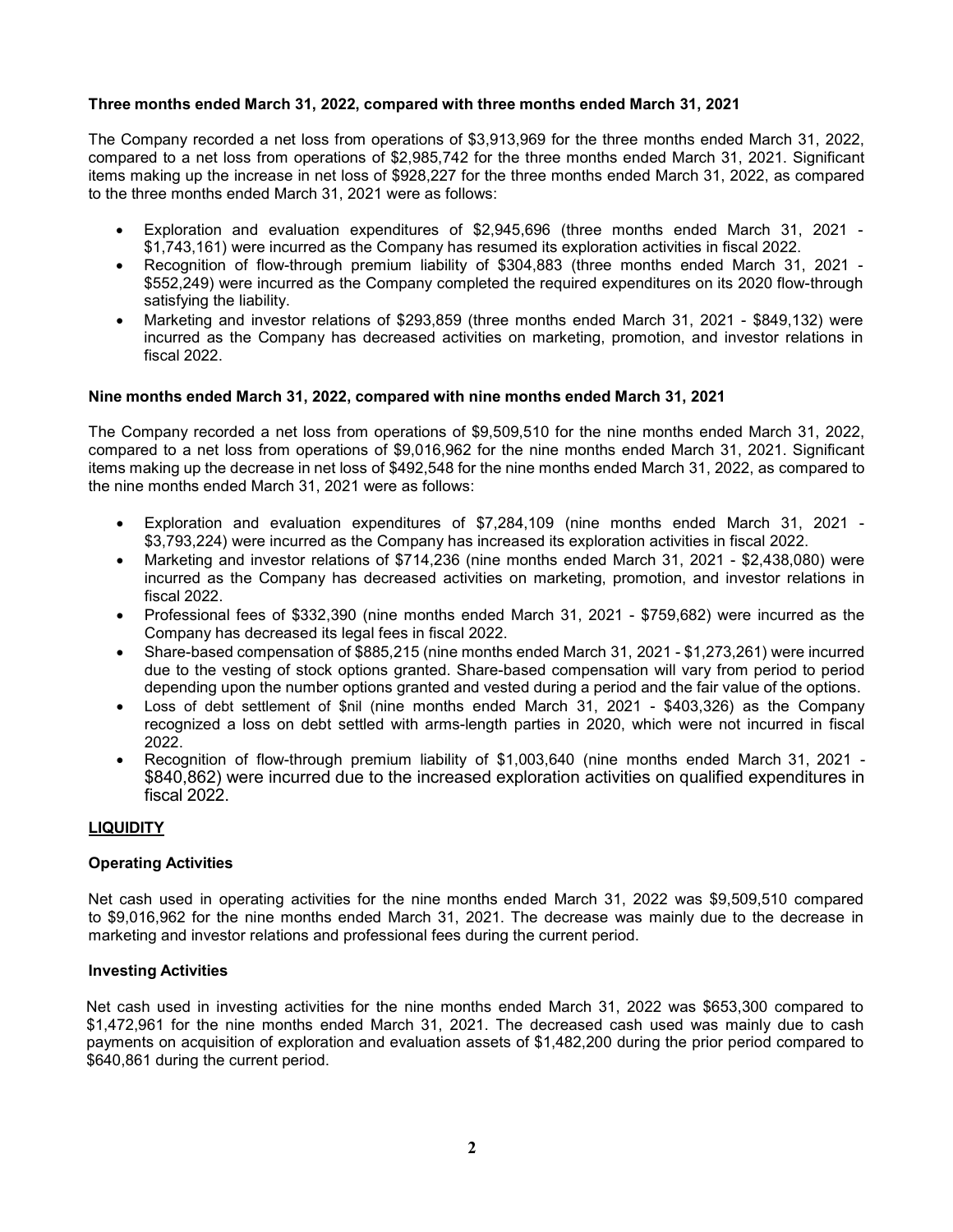**Three months ended March 31, 2022, compared with three months ended March 31, 2021**

The Company recorded a net loss from operations of $3,913,969 for the three months ended March 31, 2022, compared to a net loss from operations of $2,985,742 for the three months ended March 31, 2021. Significant items making up the increase in net loss of $928,227 for the three months ended March 31, 2022, as compared to the three months ended March 31, 2021 were as follows:

- Exploration and evaluation expenditures of $2,945,696 (three months ended March 31, 2021 - $1,743,161) were incurred as the Company has resumed its exploration activities in fiscal 2022.
- Recognition of flow-through premium liability of $304,883 (three months ended March 31, 2021 - $552,249) were incurred as the Company completed the required expenditures on its 2020 flow-through satisfying the liability.
- Marketing and investor relations of $293,859 (three months ended March 31, 2021 - $849,132) were incurred as the Company has decreased activities on marketing, promotion, and investor relations in fiscal 2022.

**Nine months ended March 31, 2022, compared with nine months ended March 31, 2021**

The Company recorded a net loss from operations of $9,509,510 for the nine months ended March 31, 2022, compared to a net loss from operations of $9,016,962 for the nine months ended March 31, 2021. Significant items making up the decrease in net loss of $492,548 for the nine months ended March 31, 2022, as compared to the nine months ended March 31, 2021 were as follows:

- Exploration and evaluation expenditures of $7,284,109 (nine months ended March 31, 2021 - $3,793,224) were incurred as the Company has increased its exploration activities in fiscal 2022.
- Marketing and investor relations of $714,236 (nine months ended March 31, 2021 - $2,438,080) were incurred as the Company has decreased activities on marketing, promotion, and investor relations in fiscal 2022.
- Professional fees of $332,390 (nine months ended March 31, 2021 - $759,682) were incurred as the Company has decreased its legal fees in fiscal 2022.
- Share-based compensation of $885,215 (nine months ended March 31, 2021 - $1,273,261) were incurred due to the vesting of stock options granted. Share-based compensation will vary from period to period depending upon the number options granted and vested during a period and the fair value of the options.
- Loss of debt settlement of $nil (nine months ended March 31, 2021 - $403,326) as the Company recognized a loss on debt settled with arms-length parties in 2020, which were not incurred in fiscal 2022.
- Recognition of flow-through premium liability of $1,003,640 (nine months ended March 31, 2021 - $840,862) were incurred due to the increased exploration activities on qualified expenditures in fiscal 2022.

## LIQUIDITY

**Operating Activities**

Net cash used in operating activities for the nine months ended March 31, 2022 was $9,509,510 compared to $9,016,962 for the nine months ended March 31, 2021. The decrease was mainly due to the decrease in marketing and investor relations and professional fees during the current period.

**Investing Activities**

Net cash used in investing activities for the nine months ended March 31, 2022 was $653,300 compared to $1,472,961 for the nine months ended March 31, 2021. The decreased cash used was mainly due to cash payments on acquisition of exploration and evaluation assets of $1,482,200 during the prior period compared to $640,861 during the current period.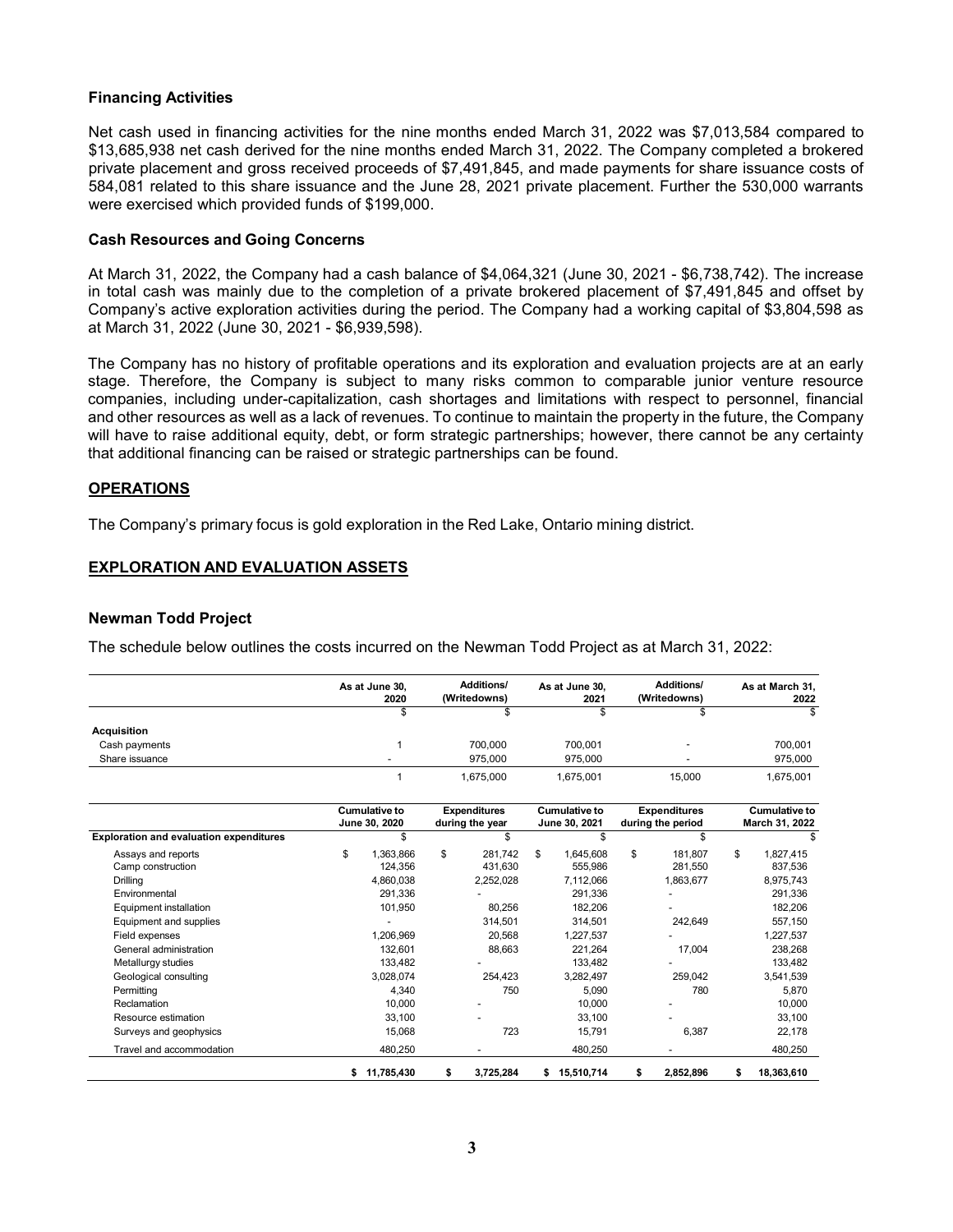### Financing Activities

Net cash used in financing activities for the nine months ended March 31, 2022 was $7,013,584 compared to $13,685,938 net cash derived for the nine months ended March 31, 2022. The Company completed a brokered private placement and gross received proceeds of $7,491,845, and made payments for share issuance costs of 584,081 related to this share issuance and the June 28, 2021 private placement. Further the 530,000 warrants were exercised which provided funds of $199,000.

### Cash Resources and Going Concerns

At March 31, 2022, the Company had a cash balance of $4,064,321 (June 30, 2021 - $6,738,742). The increase in total cash was mainly due to the completion of a private brokered placement of $7,491,845 and offset by Company's active exploration activities during the period. The Company had a working capital of $3,804,598 as at March 31, 2022 (June 30, 2021 - $6,939,598).

The Company has no history of profitable operations and its exploration and evaluation projects are at an early stage. Therefore, the Company is subject to many risks common to comparable junior venture resource companies, including under-capitalization, cash shortages and limitations with respect to personnel, financial and other resources as well as a lack of revenues. To continue to maintain the property in the future, the Company will have to raise additional equity, debt, or form strategic partnerships; however, there cannot be any certainty that additional financing can be raised or strategic partnerships can be found.

## OPERATIONS

The Company's primary focus is gold exploration in the Red Lake, Ontario mining district.

## EXPLORATION AND EVALUATION ASSETS

### Newman Todd Project

The schedule below outlines the costs incurred on the Newman Todd Project as at March 31, 2022:

| | As at June 30, 2020 | Additions/ (Writedowns) | As at June 30, 2021 | Additions/ (Writedowns) | As at March 31, 2022 |
|---|---|---|---|---|---|
| | $ | $ | $ | $ | $ |
| **Acquisition** | | | | | |
| Cash payments | 1 | 700,000 | 700,001 | - | 700,001 |
| Share issuance | - | 975,000 | 975,000 | - | 975,000 |
| | 1 | 1,675,000 | 1,675,001 | 15,000 | 1,675,001 |

| | Cumulative to June 30, 2020 | Expenditures during the year | Cumulative to June 30, 2021 | Expenditures during the period | Cumulative to March 31, 2022 |
|---|---|---|---|---|---|
| **Exploration and evaluation expenditures** | $ | $ | $ | $ | $ |
| Assays and reports | $ 1,363,866 | $ 281,742 | $ 1,645,608 | $ 181,807 | $ 1,827,415 |
| Camp construction | 124,356 | 431,630 | 555,986 | 281,550 | 837,536 |
| Drilling | 4,860,038 | 2,252,028 | 7,112,066 | 1,863,677 | 8,975,743 |
| Environmental | 291,336 | - | 291,336 | - | 291,336 |
| Equipment installation | 101,950 | 80,256 | 182,206 | - | 182,206 |
| Equipment and supplies | - | 314,501 | 314,501 | 242,649 | 557,150 |
| Field expenses | 1,206,969 | 20,568 | 1,227,537 | - | 1,227,537 |
| General administration | 132,601 | 88,663 | 221,264 | 17,004 | 238,268 |
| Metallurgy studies | 133,482 | - | 133,482 | - | 133,482 |
| Geological consulting | 3,028,074 | 254,423 | 3,282,497 | 259,042 | 3,541,539 |
| Permitting | 4,340 | 750 | 5,090 | 780 | 5,870 |
| Reclamation | 10,000 | - | 10,000 | - | 10,000 |
| Resource estimation | 33,100 | - | 33,100 | - | 33,100 |
| Surveys and geophysics | 15,068 | 723 | 15,791 | 6,387 | 22,178 |
| Travel and accommodation | 480,250 | - | 480,250 | - | 480,250 |
| | $ 11,785,430 | $ 3,725,284 | $ 15,510,714 | $ 2,852,896 | $ 18,363,610 |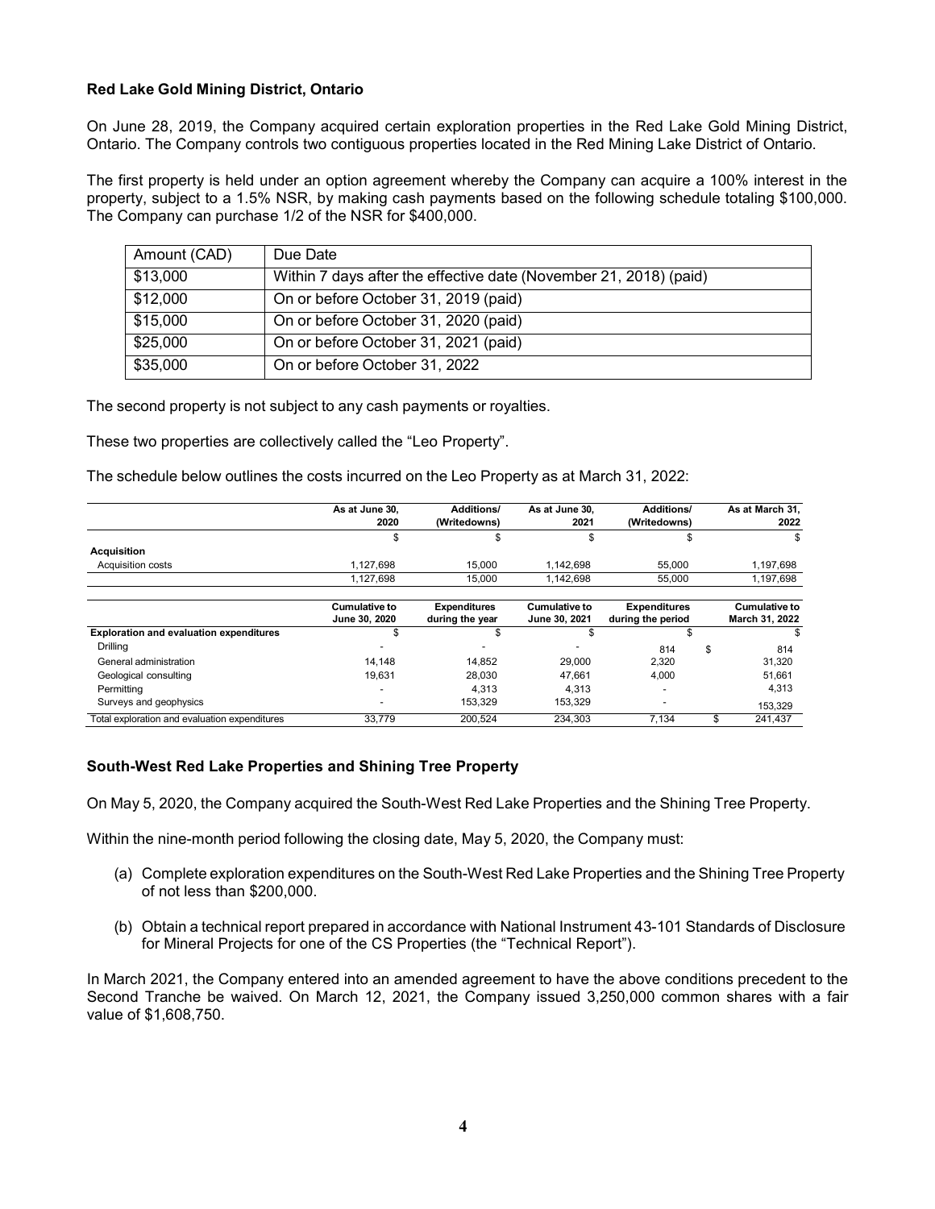**Red Lake Gold Mining District, Ontario**

On June 28, 2019, the Company acquired certain exploration properties in the Red Lake Gold Mining District, Ontario. The Company controls two contiguous properties located in the Red Mining Lake District of Ontario.

The first property is held under an option agreement whereby the Company can acquire a 100% interest in the property, subject to a 1.5% NSR, by making cash payments based on the following schedule totaling $100,000. The Company can purchase 1/2 of the NSR for $400,000.

| Amount (CAD) | Due Date |
|---|---|
| $13,000 | Within 7 days after the effective date (November 21, 2018) (paid) |
| $12,000 | On or before October 31, 2019 (paid) |
| $15,000 | On or before October 31, 2020 (paid) |
| $25,000 | On or before October 31, 2021 (paid) |
| $35,000 | On or before October 31, 2022 |

The second property is not subject to any cash payments or royalties.

These two properties are collectively called the “Leo Property”.

The schedule below outlines the costs incurred on the Leo Property as at March 31, 2022:

| | As at June 30, 2020 | Additions/ (Writedowns) | As at June 30, 2021 | Additions/ (Writedowns) | As at March 31, 2022 |
|---|---|---|---|---|---|
| | $ | $ | $ | $ | $ |
| **Acquisition** | | | | | |
| Acquisition costs | 1,127,698 | 15,000 | 1,142,698 | 55,000 | 1,197,698 |
| | 1,127,698 | 15,000 | 1,142,698 | 55,000 | 1,197,698 |

| | Cumulative to June 30, 2020 | Expenditures during the year | Cumulative to June 30, 2021 | Expenditures during the period | Cumulative to March 31, 2022 |
|---|---|---|---|---|---|
| **Exploration and evaluation expenditures** | $ | $ | $ | $ | $ |
| Drilling | - | - | - | 814 | $ 814 |
| General administration | 14,148 | 14,852 | 29,000 | 2,320 | 31,320 |
| Geological consulting | 19,631 | 28,030 | 47,661 | 4,000 | 51,661 |
| Permitting | - | 4,313 | 4,313 | - | 4,313 |
| Surveys and geophysics | - | 153,329 | 153,329 | - | 153,329 |
| Total exploration and evaluation expenditures | 33,779 | 200,524 | 234,303 | 7,134 | $ 241,437 |

**South-West Red Lake Properties and Shining Tree Property**

On May 5, 2020, the Company acquired the South-West Red Lake Properties and the Shining Tree Property.

Within the nine-month period following the closing date, May 5, 2020, the Company must:

(a) Complete exploration expenditures on the South-West Red Lake Properties and the Shining Tree Property of not less than $200,000.

(b) Obtain a technical report prepared in accordance with National Instrument 43-101 Standards of Disclosure for Mineral Projects for one of the CS Properties (the “Technical Report”).

In March 2021, the Company entered into an amended agreement to have the above conditions precedent to the Second Tranche be waived. On March 12, 2021, the Company issued 3,250,000 common shares with a fair value of $1,608,750.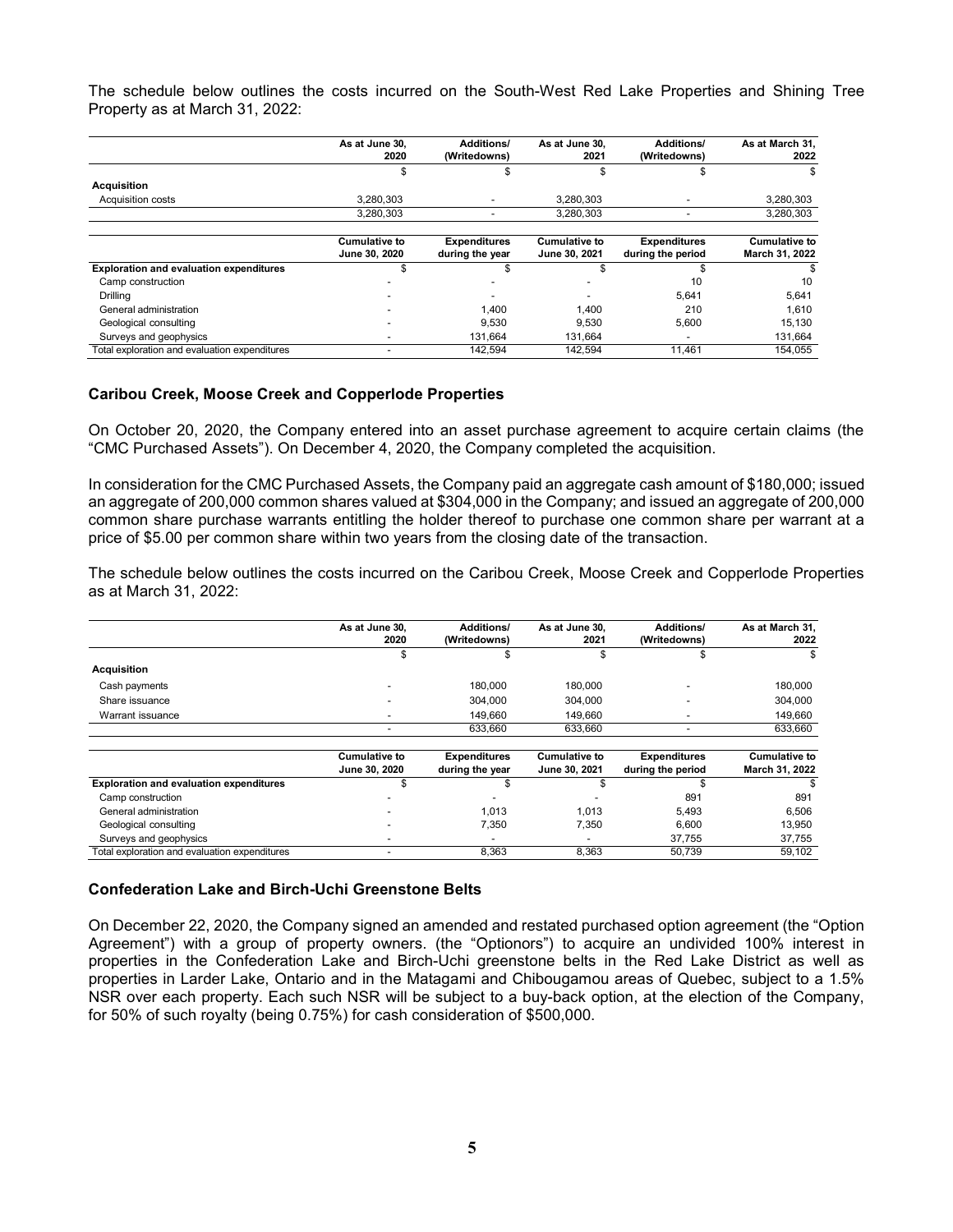The schedule below outlines the costs incurred on the South-West Red Lake Properties and Shining Tree Property as at March 31, 2022:

| | As at June 30, 2020 | Additions/ (Writedowns) | As at June 30, 2021 | Additions/ (Writedowns) | As at March 31, 2022 |
|---|---|---|---|---|---|
| | $ | $ | $ | $ | $ |
| **Acquisition** | | | | | |
| Acquisition costs | 3,280,303 | - | 3,280,303 | - | 3,280,303 |
| | 3,280,303 | - | 3,280,303 | - | 3,280,303 |

| | Cumulative to June 30, 2020 | Expenditures during the year | Cumulative to June 30, 2021 | Expenditures during the period | Cumulative to March 31, 2022 |
|---|---|---|---|---|---|
| **Exploration and evaluation expenditures** | $ | $ | $ | $ | $ |
| Camp construction | - | - | - | 10 | 10 |
| Drilling | - | - | - | 5,641 | 5,641 |
| General administration | - | 1,400 | 1,400 | 210 | 1,610 |
| Geological consulting | - | 9,530 | 9,530 | 5,600 | 15,130 |
| Surveys and geophysics | - | 131,664 | 131,664 | - | 131,664 |
| Total exploration and evaluation expenditures | - | 142,594 | 142,594 | 11,461 | 154,055 |

### Caribou Creek, Moose Creek and Copperlode Properties

On October 20, 2020, the Company entered into an asset purchase agreement to acquire certain claims (the "CMC Purchased Assets"). On December 4, 2020, the Company completed the acquisition.

In consideration for the CMC Purchased Assets, the Company paid an aggregate cash amount of $180,000; issued an aggregate of 200,000 common shares valued at $304,000 in the Company; and issued an aggregate of 200,000 common share purchase warrants entitling the holder thereof to purchase one common share per warrant at a price of $5.00 per common share within two years from the closing date of the transaction.

The schedule below outlines the costs incurred on the Caribou Creek, Moose Creek and Copperlode Properties as at March 31, 2022:

| | As at June 30, 2020 | Additions/ (Writedowns) | As at June 30, 2021 | Additions/ (Writedowns) | As at March 31, 2022 |
|---|---|---|---|---|---|
| | $ | $ | $ | $ | $ |
| **Acquisition** | | | | | |
| Cash payments | - | 180,000 | 180,000 | - | 180,000 |
| Share issuance | - | 304,000 | 304,000 | - | 304,000 |
| Warrant issuance | - | 149,660 | 149,660 | - | 149,660 |
| | - | 633,660 | 633,660 | - | 633,660 |

| | Cumulative to June 30, 2020 | Expenditures during the year | Cumulative to June 30, 2021 | Expenditures during the period | Cumulative to March 31, 2022 |
|---|---|---|---|---|---|
| **Exploration and evaluation expenditures** | $ | $ | $ | $ | $ |
| Camp construction | - | - | - | 891 | 891 |
| General administration | - | 1,013 | 1,013 | 5,493 | 6,506 |
| Geological consulting | - | 7,350 | 7,350 | 6,600 | 13,950 |
| Surveys and geophysics | - | - | - | 37,755 | 37,755 |
| Total exploration and evaluation expenditures | - | 8,363 | 8,363 | 50,739 | 59,102 |

### Confederation Lake and Birch-Uchi Greenstone Belts

On December 22, 2020, the Company signed an amended and restated purchased option agreement (the "Option Agreement") with a group of property owners. (the "Optionors") to acquire an undivided 100% interest in properties in the Confederation Lake and Birch-Uchi greenstone belts in the Red Lake District as well as properties in Larder Lake, Ontario and in the Matagami and Chibougamou areas of Quebec, subject to a 1.5% NSR over each property. Each such NSR will be subject to a buy-back option, at the election of the Company, for 50% of such royalty (being 0.75%) for cash consideration of $500,000.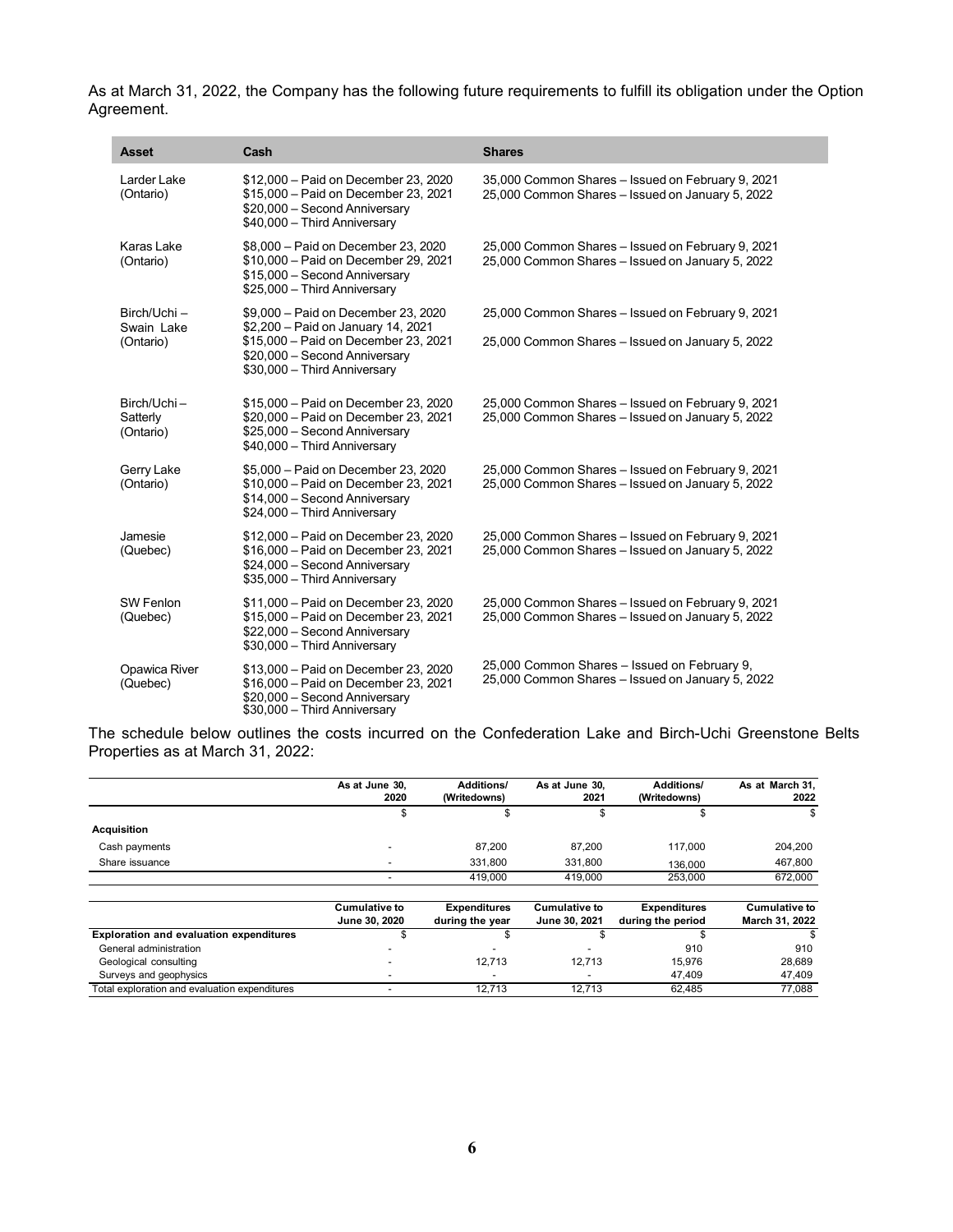As at March 31, 2022, the Company has the following future requirements to fulfill its obligation under the Option Agreement.

| Asset | Cash | Shares |
|---|---|---|
| Larder Lake (Ontario) | \$12,000 – Paid on December 23, 2020<br>\$15,000 – Paid on December 23, 2021<br>\$20,000 – Second Anniversary<br>\$40,000 – Third Anniversary | 35,000 Common Shares – Issued on February 9, 2021<br>25,000 Common Shares – Issued on January 5, 2022 |
| Karas Lake (Ontario) | \$8,000 – Paid on December 23, 2020<br>\$10,000 – Paid on December 29, 2021<br>\$15,000 – Second Anniversary<br>\$25,000 – Third Anniversary | 25,000 Common Shares – Issued on February 9, 2021<br>25,000 Common Shares – Issued on January 5, 2022 |
| Birch/Uchi – Swain Lake (Ontario) | \$9,000 – Paid on December 23, 2020<br>\$2,200 – Paid on January 14, 2021<br>\$15,000 – Paid on December 23, 2021<br>\$20,000 – Second Anniversary<br>\$30,000 – Third Anniversary | 25,000 Common Shares – Issued on February 9, 2021<br>25,000 Common Shares – Issued on January 5, 2022 |
| Birch/Uchi – Satterly (Ontario) | \$15,000 – Paid on December 23, 2020<br>\$20,000 – Paid on December 23, 2021<br>\$25,000 – Second Anniversary<br>\$40,000 – Third Anniversary | 25,000 Common Shares – Issued on February 9, 2021<br>25,000 Common Shares – Issued on January 5, 2022 |
| Gerry Lake (Ontario) | \$5,000 – Paid on December 23, 2020<br>\$10,000 – Paid on December 23, 2021<br>\$14,000 – Second Anniversary<br>\$24,000 – Third Anniversary | 25,000 Common Shares – Issued on February 9, 2021<br>25,000 Common Shares – Issued on January 5, 2022 |
| Jamesie (Quebec) | \$12,000 – Paid on December 23, 2020<br>\$16,000 – Paid on December 23, 2021<br>\$24,000 – Second Anniversary<br>\$35,000 – Third Anniversary | 25,000 Common Shares – Issued on February 9, 2021<br>25,000 Common Shares – Issued on January 5, 2022 |
| SW Fenlon (Quebec) | \$11,000 – Paid on December 23, 2020<br>\$15,000 – Paid on December 23, 2021<br>\$22,000 – Second Anniversary<br>\$30,000 – Third Anniversary | 25,000 Common Shares – Issued on February 9, 2021<br>25,000 Common Shares – Issued on January 5, 2022 |
| Opawica River (Quebec) | \$13,000 – Paid on December 23, 2020<br>\$16,000 – Paid on December 23, 2021<br>\$20,000 – Second Anniversary<br>\$30,000 – Third Anniversary | 25,000 Common Shares – Issued on February 9,<br>25,000 Common Shares – Issued on January 5, 2022 |

The schedule below outlines the costs incurred on the Confederation Lake and Birch-Uchi Greenstone Belts Properties as at March 31, 2022:

| | As at June 30, 2020 | Additions/ (Writedowns) | As at June 30, 2021 | Additions/ (Writedowns) | As at March 31, 2022 |
|---|---|---|---|---|---|
| | \$ | \$ | \$ | \$ | \$ |
| **Acquisition** | | | | | |
| Cash payments | - | 87,200 | 87,200 | 117,000 | 204,200 |
| Share issuance | - | 331,800 | 331,800 | 136,000 | 467,800 |
| | - | 419,000 | 419,000 | 253,000 | 672,000 |

| | Cumulative to June 30, 2020 | Expenditures during the year | Cumulative to June 30, 2021 | Expenditures during the period | Cumulative to March 31, 2022 |
|---|---|---|---|---|---|
| **Exploration and evaluation expenditures** | \$ | \$ | \$ | \$ | \$ |
| General administration | - | - | - | 910 | 910 |
| Geological consulting | - | 12,713 | 12,713 | 15,976 | 28,689 |
| Surveys and geophysics | - | - | - | 47,409 | 47,409 |
| Total exploration and evaluation expenditures | - | 12,713 | 12,713 | 62,485 | 77,088 |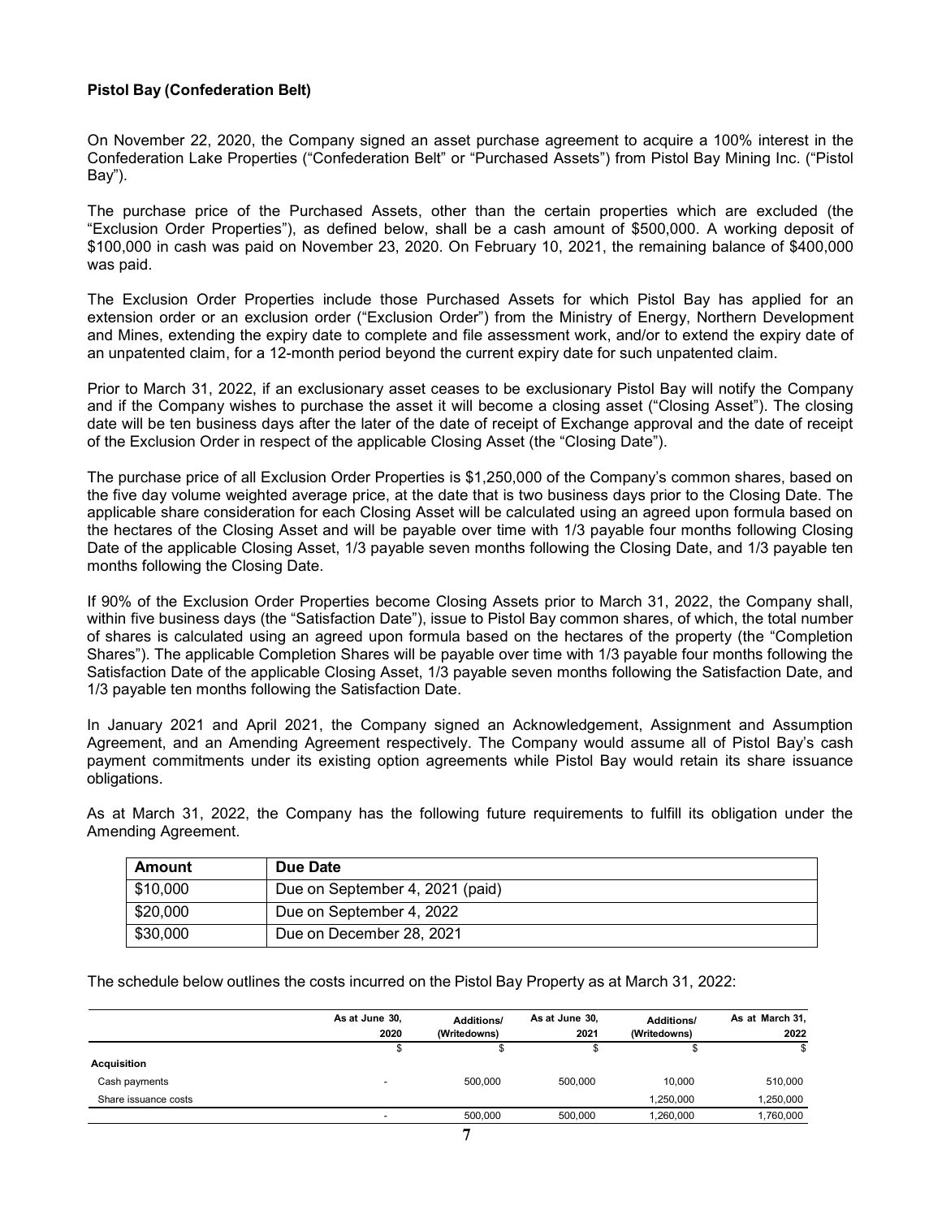**Pistol Bay (Confederation Belt)**

On November 22, 2020, the Company signed an asset purchase agreement to acquire a 100% interest in the Confederation Lake Properties ("Confederation Belt" or "Purchased Assets") from Pistol Bay Mining Inc. ("Pistol Bay").

The purchase price of the Purchased Assets, other than the certain properties which are excluded (the "Exclusion Order Properties"), as defined below, shall be a cash amount of $500,000. A working deposit of $100,000 in cash was paid on November 23, 2020. On February 10, 2021, the remaining balance of $400,000 was paid.

The Exclusion Order Properties include those Purchased Assets for which Pistol Bay has applied for an extension order or an exclusion order ("Exclusion Order") from the Ministry of Energy, Northern Development and Mines, extending the expiry date to complete and file assessment work, and/or to extend the expiry date of an unpatented claim, for a 12-month period beyond the current expiry date for such unpatented claim.

Prior to March 31, 2022, if an exclusionary asset ceases to be exclusionary Pistol Bay will notify the Company and if the Company wishes to purchase the asset it will become a closing asset ("Closing Asset"). The closing date will be ten business days after the later of the date of receipt of Exchange approval and the date of receipt of the Exclusion Order in respect of the applicable Closing Asset (the "Closing Date").

The purchase price of all Exclusion Order Properties is $1,250,000 of the Company's common shares, based on the five day volume weighted average price, at the date that is two business days prior to the Closing Date. The applicable share consideration for each Closing Asset will be calculated using an agreed upon formula based on the hectares of the Closing Asset and will be payable over time with 1/3 payable four months following Closing Date of the applicable Closing Asset, 1/3 payable seven months following the Closing Date, and 1/3 payable ten months following the Closing Date.

If 90% of the Exclusion Order Properties become Closing Assets prior to March 31, 2022, the Company shall, within five business days (the "Satisfaction Date"), issue to Pistol Bay common shares, of which, the total number of shares is calculated using an agreed upon formula based on the hectares of the property (the "Completion Shares"). The applicable Completion Shares will be payable over time with 1/3 payable four months following the Satisfaction Date of the applicable Closing Asset, 1/3 payable seven months following the Satisfaction Date, and 1/3 payable ten months following the Satisfaction Date.

In January 2021 and April 2021, the Company signed an Acknowledgement, Assignment and Assumption Agreement, and an Amending Agreement respectively. The Company would assume all of Pistol Bay's cash payment commitments under its existing option agreements while Pistol Bay would retain its share issuance obligations.

As at March 31, 2022, the Company has the following future requirements to fulfill its obligation under the Amending Agreement.

| Amount | Due Date |
|---|---|
| $10,000 | Due on September 4, 2021 (paid) |
| $20,000 | Due on September 4, 2022 |
| $30,000 | Due on December 28, 2021 |

The schedule below outlines the costs incurred on the Pistol Bay Property as at March 31, 2022:

| | As at June 30, 2020 | Additions/ (Writedowns) | As at June 30, 2021 | Additions/ (Writedowns) | As at March 31, 2022 |
|---|---|---|---|---|---|
| | $ | $ | $ | $ | $ |
| **Acquisition** | | | | | |
| Cash payments | - | 500,000 | 500,000 | 10,000 | 510,000 |
| Share issuance costs | | | | 1,250,000 | 1,250,000 |
| | - | 500,000 | 500,000 | 1,260,000 | 1,760,000 |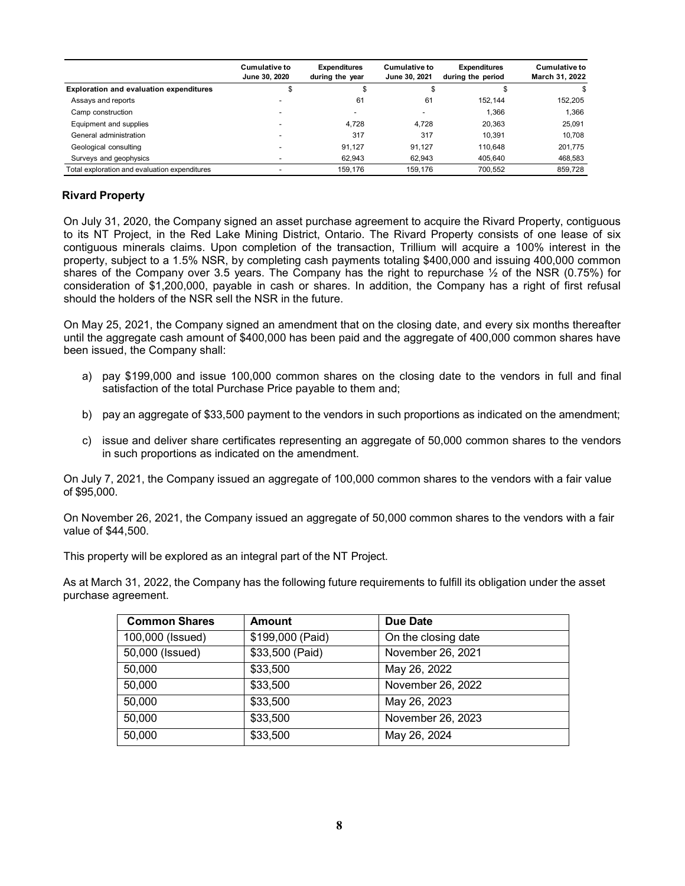| | Cumulative to June 30, 2020 | Expenditures during the year | Cumulative to June 30, 2021 | Expenditures during the period | Cumulative to March 31, 2022 |
|---|---|---|---|---|---|
| **Exploration and evaluation expenditures** | $ | $ | $ | $ | $ |
| Assays and reports | - | 61 | 61 | 152,144 | 152,205 |
| Camp construction | - | - | - | 1,366 | 1,366 |
| Equipment and supplies | - | 4,728 | 4,728 | 20,363 | 25,091 |
| General administration | - | 317 | 317 | 10,391 | 10,708 |
| Geological consulting | - | 91,127 | 91,127 | 110,648 | 201,775 |
| Surveys and geophysics | - | 62,943 | 62,943 | 405,640 | 468,583 |
| Total exploration and evaluation expenditures | - | 159,176 | 159,176 | 700,552 | 859,728 |

## Rivard Property

On July 31, 2020, the Company signed an asset purchase agreement to acquire the Rivard Property, contiguous to its NT Project, in the Red Lake Mining District, Ontario. The Rivard Property consists of one lease of six contiguous minerals claims. Upon completion of the transaction, Trillium will acquire a 100% interest in the property, subject to a 1.5% NSR, by completing cash payments totaling $400,000 and issuing 400,000 common shares of the Company over 3.5 years. The Company has the right to repurchase ½ of the NSR (0.75%) for consideration of $1,200,000, payable in cash or shares. In addition, the Company has a right of first refusal should the holders of the NSR sell the NSR in the future.

On May 25, 2021, the Company signed an amendment that on the closing date, and every six months thereafter until the aggregate cash amount of $400,000 has been paid and the aggregate of 400,000 common shares have been issued, the Company shall:

a) pay $199,000 and issue 100,000 common shares on the closing date to the vendors in full and final satisfaction of the total Purchase Price payable to them and;

b) pay an aggregate of $33,500 payment to the vendors in such proportions as indicated on the amendment;

c) issue and deliver share certificates representing an aggregate of 50,000 common shares to the vendors in such proportions as indicated on the amendment.

On July 7, 2021, the Company issued an aggregate of 100,000 common shares to the vendors with a fair value of $95,000.

On November 26, 2021, the Company issued an aggregate of 50,000 common shares to the vendors with a fair value of $44,500.

This property will be explored as an integral part of the NT Project.

As at March 31, 2022, the Company has the following future requirements to fulfill its obligation under the asset purchase agreement.

| Common Shares | Amount | Due Date |
|---|---|---|
| 100,000 (Issued) | $199,000 (Paid) | On the closing date |
| 50,000 (Issued) | $33,500 (Paid) | November 26, 2021 |
| 50,000 | $33,500 | May 26, 2022 |
| 50,000 | $33,500 | November 26, 2022 |
| 50,000 | $33,500 | May 26, 2023 |
| 50,000 | $33,500 | November 26, 2023 |
| 50,000 | $33,500 | May 26, 2024 |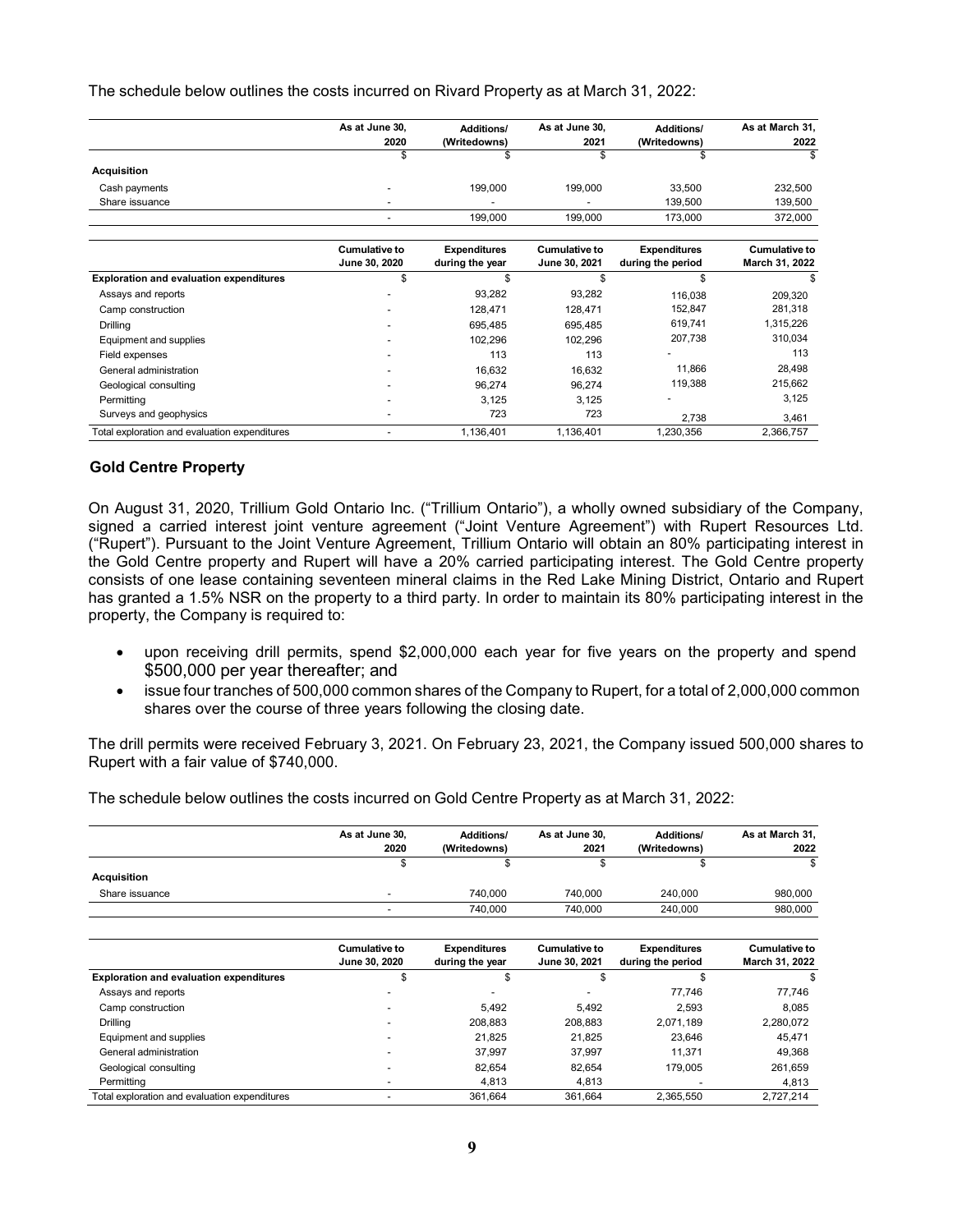The schedule below outlines the costs incurred on Rivard Property as at March 31, 2022:

| | As at June 30, 2020 | Additions/ (Writedowns) | As at June 30, 2021 | Additions/ (Writedowns) | As at March 31, 2022 |
|---|---|---|---|---|---|
| | $ | $ | $ | $ | $ |
| **Acquisition** | | | | | |
| Cash payments | - | 199,000 | 199,000 | 33,500 | 232,500 |
| Share issuance | - | - | - | 139,500 | 139,500 |
| | - | 199,000 | 199,000 | 173,000 | 372,000 |

| | Cumulative to June 30, 2020 | Expenditures during the year | Cumulative to June 30, 2021 | Expenditures during the period | Cumulative to March 31, 2022 |
|---|---|---|---|---|---|
| **Exploration and evaluation expenditures** | $ | $ | $ | $ | $ |
| Assays and reports | - | 93,282 | 93,282 | 116,038 | 209,320 |
| Camp construction | - | 128,471 | 128,471 | 152,847 | 281,318 |
| Drilling | - | 695,485 | 695,485 | 619,741 | 1,315,226 |
| Equipment and supplies | - | 102,296 | 102,296 | 207,738 | 310,034 |
| Field expenses | - | 113 | 113 | - | 113 |
| General administration | - | 16,632 | 16,632 | 11,866 | 28,498 |
| Geological consulting | - | 96,274 | 96,274 | 119,388 | 215,662 |
| Permitting | - | 3,125 | 3,125 | - | 3,125 |
| Surveys and geophysics | - | 723 | 723 | 2,738 | 3,461 |
| Total exploration and evaluation expenditures | - | 1,136,401 | 1,136,401 | 1,230,356 | 2,366,757 |

## Gold Centre Property

On August 31, 2020, Trillium Gold Ontario Inc. ("Trillium Ontario"), a wholly owned subsidiary of the Company, signed a carried interest joint venture agreement ("Joint Venture Agreement") with Rupert Resources Ltd. ("Rupert"). Pursuant to the Joint Venture Agreement, Trillium Ontario will obtain an 80% participating interest in the Gold Centre property and Rupert will have a 20% carried participating interest. The Gold Centre property consists of one lease containing seventeen mineral claims in the Red Lake Mining District, Ontario and Rupert has granted a 1.5% NSR on the property to a third party. In order to maintain its 80% participating interest in the property, the Company is required to:

- upon receiving drill permits, spend $2,000,000 each year for five years on the property and spend $500,000 per year thereafter; and
- issue four tranches of 500,000 common shares of the Company to Rupert, for a total of 2,000,000 common shares over the course of three years following the closing date.

The drill permits were received February 3, 2021. On February 23, 2021, the Company issued 500,000 shares to Rupert with a fair value of $740,000.

The schedule below outlines the costs incurred on Gold Centre Property as at March 31, 2022:

| | As at June 30, 2020 | Additions/ (Writedowns) | As at June 30, 2021 | Additions/ (Writedowns) | As at March 31, 2022 |
|---|---|---|---|---|---|
| | $ | $ | $ | $ | $ |
| **Acquisition** | | | | | |
| Share issuance | - | 740,000 | 740,000 | 240,000 | 980,000 |
| | - | 740,000 | 740,000 | 240,000 | 980,000 |

| | Cumulative to June 30, 2020 | Expenditures during the year | Cumulative to June 30, 2021 | Expenditures during the period | Cumulative to March 31, 2022 |
|---|---|---|---|---|---|
| **Exploration and evaluation expenditures** | $ | $ | $ | $ | $ |
| Assays and reports | - | - | - | 77,746 | 77,746 |
| Camp construction | - | 5,492 | 5,492 | 2,593 | 8,085 |
| Drilling | - | 208,883 | 208,883 | 2,071,189 | 2,280,072 |
| Equipment and supplies | - | 21,825 | 21,825 | 23,646 | 45,471 |
| General administration | - | 37,997 | 37,997 | 11,371 | 49,368 |
| Geological consulting | - | 82,654 | 82,654 | 179,005 | 261,659 |
| Permitting | - | 4,813 | 4,813 | - | 4,813 |
| Total exploration and evaluation expenditures | - | 361,664 | 361,664 | 2,365,550 | 2,727,214 |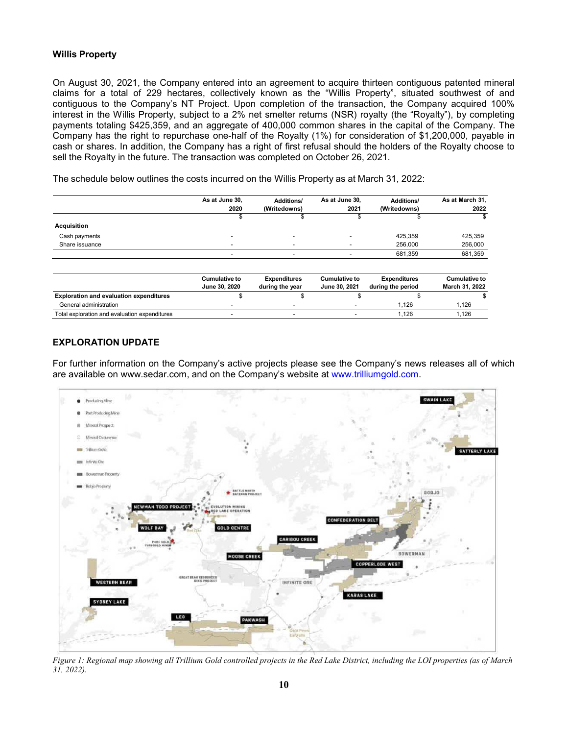### Willis Property

On August 30, 2021, the Company entered into an agreement to acquire thirteen contiguous patented mineral claims for a total of 229 hectares, collectively known as the "Willis Property", situated southwest of and contiguous to the Company's NT Project. Upon completion of the transaction, the Company acquired 100% interest in the Willis Property, subject to a 2% net smelter returns (NSR) royalty (the "Royalty"), by completing payments totaling $425,359, and an aggregate of 400,000 common shares in the capital of the Company. The Company has the right to repurchase one-half of the Royalty (1%) for consideration of $1,200,000, payable in cash or shares. In addition, the Company has a right of first refusal should the holders of the Royalty choose to sell the Royalty in the future. The transaction was completed on October 26, 2021.

The schedule below outlines the costs incurred on the Willis Property as at March 31, 2022:

| | As at June 30, 2020 | Additions/ (Writedowns) | As at June 30, 2021 | Additions/ (Writedowns) | As at March 31, 2022 |
|---|---|---|---|---|---|
| | $ | $ | $ | $ | $ |
| **Acquisition** | | | | | |
| Cash payments | - | - | - | 425,359 | 425,359 |
| Share issuance | - | - | - | 256,000 | 256,000 |
| | - | - | - | 681,359 | 681,359 |

| | Cumulative to June 30, 2020 | Expenditures during the year | Cumulative to June 30, 2021 | Expenditures during the period | Cumulative to March 31, 2022 |
|---|---|---|---|---|---|
| **Exploration and evaluation expenditures** | $ | $ | $ | $ | $ |
| General administration | - | - | - | 1,126 | 1,126 |
| Total exploration and evaluation expenditures | - | - | - | 1,126 | 1,126 |

## EXPLORATION UPDATE

For further information on the Company's active projects please see the Company's news releases all of which are available on www.sedar.com, and on the Company's website at www.trilliumgold.com.

*Figure 1: Regional map showing all Trillium Gold controlled projects in the Red Lake District, including the LOI properties (as of March 31, 2022).*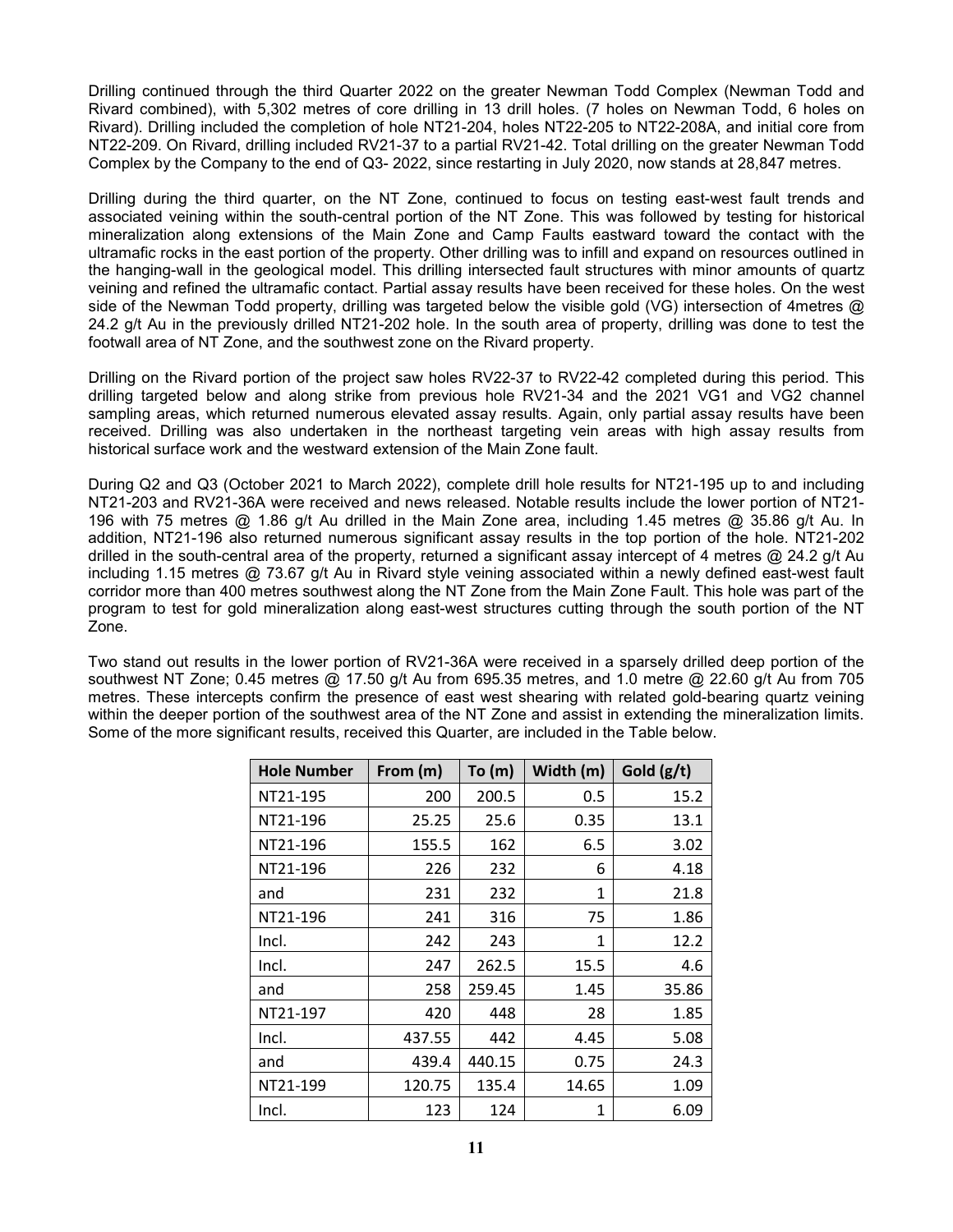Drilling continued through the third Quarter 2022 on the greater Newman Todd Complex (Newman Todd and Rivard combined), with 5,302 metres of core drilling in 13 drill holes. (7 holes on Newman Todd, 6 holes on Rivard). Drilling included the completion of hole NT21-204, holes NT22-205 to NT22-208A, and initial core from NT22-209. On Rivard, drilling included RV21-37 to a partial RV21-42. Total drilling on the greater Newman Todd Complex by the Company to the end of Q3- 2022, since restarting in July 2020, now stands at 28,847 metres.

Drilling during the third quarter, on the NT Zone, continued to focus on testing east-west fault trends and associated veining within the south-central portion of the NT Zone. This was followed by testing for historical mineralization along extensions of the Main Zone and Camp Faults eastward toward the contact with the ultramafic rocks in the east portion of the property. Other drilling was to infill and expand on resources outlined in the hanging-wall in the geological model. This drilling intersected fault structures with minor amounts of quartz veining and refined the ultramafic contact. Partial assay results have been received for these holes. On the west side of the Newman Todd property, drilling was targeted below the visible gold (VG) intersection of 4metres @ 24.2 g/t Au in the previously drilled NT21-202 hole. In the south area of property, drilling was done to test the footwall area of NT Zone, and the southwest zone on the Rivard property.

Drilling on the Rivard portion of the project saw holes RV22-37 to RV22-42 completed during this period. This drilling targeted below and along strike from previous hole RV21-34 and the 2021 VG1 and VG2 channel sampling areas, which returned numerous elevated assay results. Again, only partial assay results have been received. Drilling was also undertaken in the northeast targeting vein areas with high assay results from historical surface work and the westward extension of the Main Zone fault.

During Q2 and Q3 (October 2021 to March 2022), complete drill hole results for NT21-195 up to and including NT21-203 and RV21-36A were received and news released. Notable results include the lower portion of NT21-196 with 75 metres @ 1.86 g/t Au drilled in the Main Zone area, including 1.45 metres @ 35.86 g/t Au. In addition, NT21-196 also returned numerous significant assay results in the top portion of the hole. NT21-202 drilled in the south-central area of the property, returned a significant assay intercept of 4 metres @ 24.2 g/t Au including 1.15 metres @ 73.67 g/t Au in Rivard style veining associated within a newly defined east-west fault corridor more than 400 metres southwest along the NT Zone from the Main Zone Fault. This hole was part of the program to test for gold mineralization along east-west structures cutting through the south portion of the NT Zone.

Two stand out results in the lower portion of RV21-36A were received in a sparsely drilled deep portion of the southwest NT Zone; 0.45 metres @ 17.50 g/t Au from 695.35 metres, and 1.0 metre @ 22.60 g/t Au from 705 metres. These intercepts confirm the presence of east west shearing with related gold-bearing quartz veining within the deeper portion of the southwest area of the NT Zone and assist in extending the mineralization limits. Some of the more significant results, received this Quarter, are included in the Table below.

| Hole Number | From (m) | To (m) | Width (m) | Gold (g/t) |
|---|---|---|---|---|
| NT21-195 | 200 | 200.5 | 0.5 | 15.2 |
| NT21-196 | 25.25 | 25.6 | 0.35 | 13.1 |
| NT21-196 | 155.5 | 162 | 6.5 | 3.02 |
| NT21-196 | 226 | 232 | 6 | 4.18 |
| and | 231 | 232 | 1 | 21.8 |
| NT21-196 | 241 | 316 | 75 | 1.86 |
| Incl. | 242 | 243 | 1 | 12.2 |
| Incl. | 247 | 262.5 | 15.5 | 4.6 |
| and | 258 | 259.45 | 1.45 | 35.86 |
| NT21-197 | 420 | 448 | 28 | 1.85 |
| Incl. | 437.55 | 442 | 4.45 | 5.08 |
| and | 439.4 | 440.15 | 0.75 | 24.3 |
| NT21-199 | 120.75 | 135.4 | 14.65 | 1.09 |
| Incl. | 123 | 124 | 1 | 6.09 |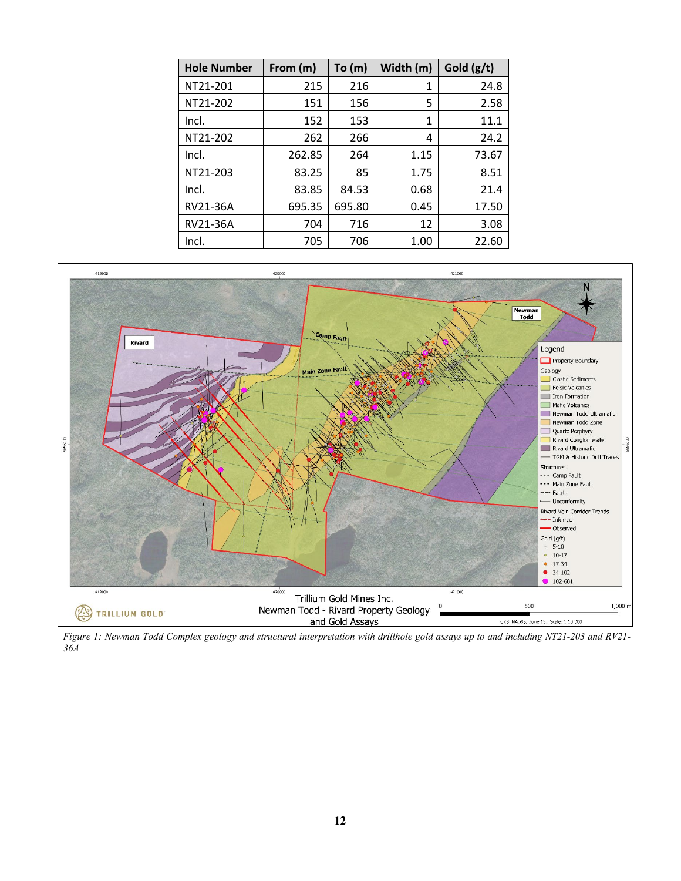| Hole Number | From (m) | To (m) | Width (m) | Gold (g/t) |
| --- | --- | --- | --- | --- |
| NT21-201 | 215 | 216 | 1 | 24.8 |
| NT21-202 | 151 | 156 | 5 | 2.58 |
| Incl. | 152 | 153 | 1 | 11.1 |
| NT21-202 | 262 | 266 | 4 | 24.2 |
| Incl. | 262.85 | 264 | 1.15 | 73.67 |
| NT21-203 | 83.25 | 85 | 1.75 | 8.51 |
| Incl. | 83.85 | 84.53 | 0.68 | 21.4 |
| RV21-36A | 695.35 | 695.80 | 0.45 | 17.50 |
| RV21-36A | 704 | 716 | 12 | 3.08 |
| Incl. | 705 | 706 | 1.00 | 22.60 |

*Figure 1: Newman Todd Complex geology and structural interpretation with drillhole gold assays up to and including NT21-203 and RV21-36A*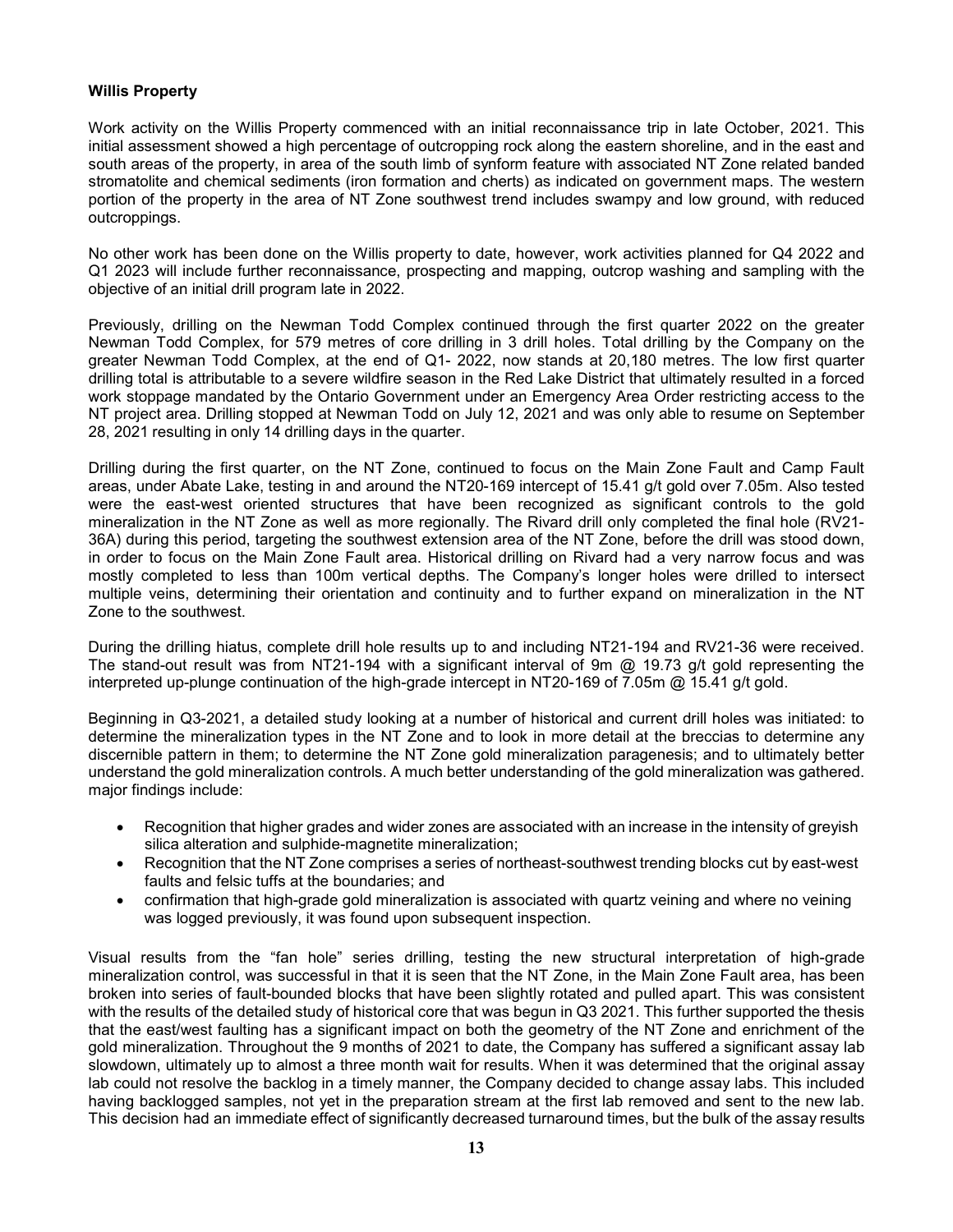**Willis Property**

Work activity on the Willis Property commenced with an initial reconnaissance trip in late October, 2021. This initial assessment showed a high percentage of outcropping rock along the eastern shoreline, and in the east and south areas of the property, in area of the south limb of synform feature with associated NT Zone related banded stromatolite and chemical sediments (iron formation and cherts) as indicated on government maps. The western portion of the property in the area of NT Zone southwest trend includes swampy and low ground, with reduced outcroppings.

No other work has been done on the Willis property to date, however, work activities planned for Q4 2022 and Q1 2023 will include further reconnaissance, prospecting and mapping, outcrop washing and sampling with the objective of an initial drill program late in 2022.

Previously, drilling on the Newman Todd Complex continued through the first quarter 2022 on the greater Newman Todd Complex, for 579 metres of core drilling in 3 drill holes. Total drilling by the Company on the greater Newman Todd Complex, at the end of Q1- 2022, now stands at 20,180 metres. The low first quarter drilling total is attributable to a severe wildfire season in the Red Lake District that ultimately resulted in a forced work stoppage mandated by the Ontario Government under an Emergency Area Order restricting access to the NT project area. Drilling stopped at Newman Todd on July 12, 2021 and was only able to resume on September 28, 2021 resulting in only 14 drilling days in the quarter.

Drilling during the first quarter, on the NT Zone, continued to focus on the Main Zone Fault and Camp Fault areas, under Abate Lake, testing in and around the NT20-169 intercept of 15.41 g/t gold over 7.05m. Also tested were the east-west oriented structures that have been recognized as significant controls to the gold mineralization in the NT Zone as well as more regionally. The Rivard drill only completed the final hole (RV21-36A) during this period, targeting the southwest extension area of the NT Zone, before the drill was stood down, in order to focus on the Main Zone Fault area. Historical drilling on Rivard had a very narrow focus and was mostly completed to less than 100m vertical depths. The Company's longer holes were drilled to intersect multiple veins, determining their orientation and continuity and to further expand on mineralization in the NT Zone to the southwest.

During the drilling hiatus, complete drill hole results up to and including NT21-194 and RV21-36 were received. The stand-out result was from NT21-194 with a significant interval of 9m @ 19.73 g/t gold representing the interpreted up-plunge continuation of the high-grade intercept in NT20-169 of 7.05m @ 15.41 g/t gold.

Beginning in Q3-2021, a detailed study looking at a number of historical and current drill holes was initiated: to determine the mineralization types in the NT Zone and to look in more detail at the breccias to determine any discernible pattern in them; to determine the NT Zone gold mineralization paragenesis; and to ultimately better understand the gold mineralization controls. A much better understanding of the gold mineralization was gathered. major findings include:

- Recognition that higher grades and wider zones are associated with an increase in the intensity of greyish silica alteration and sulphide-magnetite mineralization;
- Recognition that the NT Zone comprises a series of northeast-southwest trending blocks cut by east-west faults and felsic tuffs at the boundaries; and
- confirmation that high-grade gold mineralization is associated with quartz veining and where no veining was logged previously, it was found upon subsequent inspection.

Visual results from the "fan hole" series drilling, testing the new structural interpretation of high-grade mineralization control, was successful in that it is seen that the NT Zone, in the Main Zone Fault area, has been broken into series of fault-bounded blocks that have been slightly rotated and pulled apart. This was consistent with the results of the detailed study of historical core that was begun in Q3 2021. This further supported the thesis that the east/west faulting has a significant impact on both the geometry of the NT Zone and enrichment of the gold mineralization. Throughout the 9 months of 2021 to date, the Company has suffered a significant assay lab slowdown, ultimately up to almost a three month wait for results. When it was determined that the original assay lab could not resolve the backlog in a timely manner, the Company decided to change assay labs. This included having backlogged samples, not yet in the preparation stream at the first lab removed and sent to the new lab. This decision had an immediate effect of significantly decreased turnaround times, but the bulk of the assay results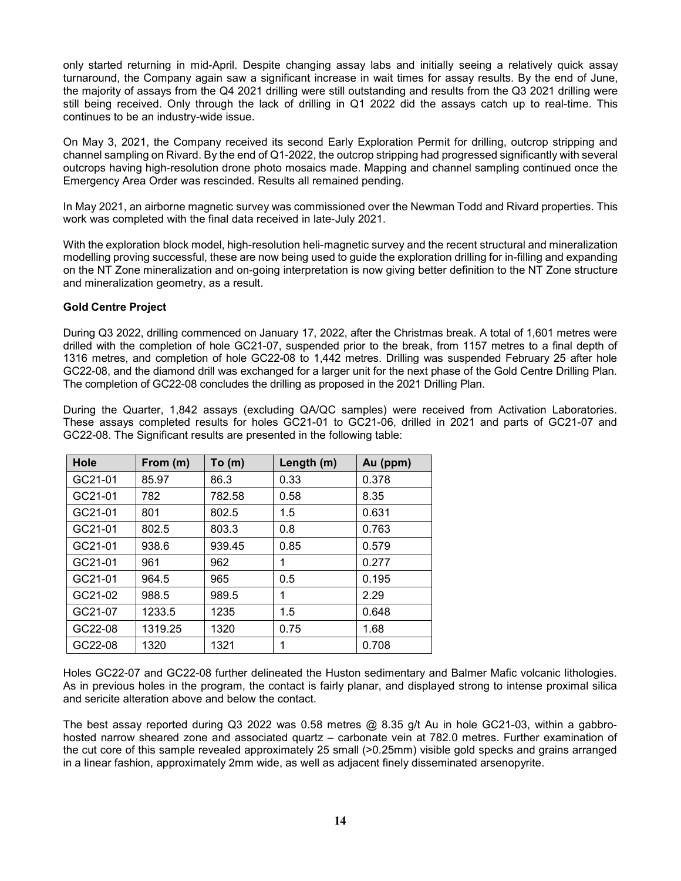only started returning in mid-April. Despite changing assay labs and initially seeing a relatively quick assay turnaround, the Company again saw a significant increase in wait times for assay results. By the end of June, the majority of assays from the Q4 2021 drilling were still outstanding and results from the Q3 2021 drilling were still being received. Only through the lack of drilling in Q1 2022 did the assays catch up to real-time. This continues to be an industry-wide issue.

On May 3, 2021, the Company received its second Early Exploration Permit for drilling, outcrop stripping and channel sampling on Rivard. By the end of Q1-2022, the outcrop stripping had progressed significantly with several outcrops having high-resolution drone photo mosaics made. Mapping and channel sampling continued once the Emergency Area Order was rescinded. Results all remained pending.

In May 2021, an airborne magnetic survey was commissioned over the Newman Todd and Rivard properties. This work was completed with the final data received in late-July 2021.

With the exploration block model, high-resolution heli-magnetic survey and the recent structural and mineralization modelling proving successful, these are now being used to guide the exploration drilling for in-filling and expanding on the NT Zone mineralization and on-going interpretation is now giving better definition to the NT Zone structure and mineralization geometry, as a result.

**Gold Centre Project**

During Q3 2022, drilling commenced on January 17, 2022, after the Christmas break. A total of 1,601 metres were drilled with the completion of hole GC21-07, suspended prior to the break, from 1157 metres to a final depth of 1316 metres, and completion of hole GC22-08 to 1,442 metres. Drilling was suspended February 25 after hole GC22-08, and the diamond drill was exchanged for a larger unit for the next phase of the Gold Centre Drilling Plan. The completion of GC22-08 concludes the drilling as proposed in the 2021 Drilling Plan.

During the Quarter, 1,842 assays (excluding QA/QC samples) were received from Activation Laboratories. These assays completed results for holes GC21-01 to GC21-06, drilled in 2021 and parts of GC21-07 and GC22-08. The Significant results are presented in the following table:

| Hole | From (m) | To (m) | Length (m) | Au (ppm) |
|---|---|---|---|---|
| GC21-01 | 85.97 | 86.3 | 0.33 | 0.378 |
| GC21-01 | 782 | 782.58 | 0.58 | 8.35 |
| GC21-01 | 801 | 802.5 | 1.5 | 0.631 |
| GC21-01 | 802.5 | 803.3 | 0.8 | 0.763 |
| GC21-01 | 938.6 | 939.45 | 0.85 | 0.579 |
| GC21-01 | 961 | 962 | 1 | 0.277 |
| GC21-01 | 964.5 | 965 | 0.5 | 0.195 |
| GC21-02 | 988.5 | 989.5 | 1 | 2.29 |
| GC21-07 | 1233.5 | 1235 | 1.5 | 0.648 |
| GC22-08 | 1319.25 | 1320 | 0.75 | 1.68 |
| GC22-08 | 1320 | 1321 | 1 | 0.708 |

Holes GC22-07 and GC22-08 further delineated the Huston sedimentary and Balmer Mafic volcanic lithologies. As in previous holes in the program, the contact is fairly planar, and displayed strong to intense proximal silica and sericite alteration above and below the contact.

The best assay reported during Q3 2022 was 0.58 metres @ 8.35 g/t Au in hole GC21-03, within a gabbro-hosted narrow sheared zone and associated quartz – carbonate vein at 782.0 metres. Further examination of the cut core of this sample revealed approximately 25 small (>0.25mm) visible gold specks and grains arranged in a linear fashion, approximately 2mm wide, as well as adjacent finely disseminated arsenopyrite.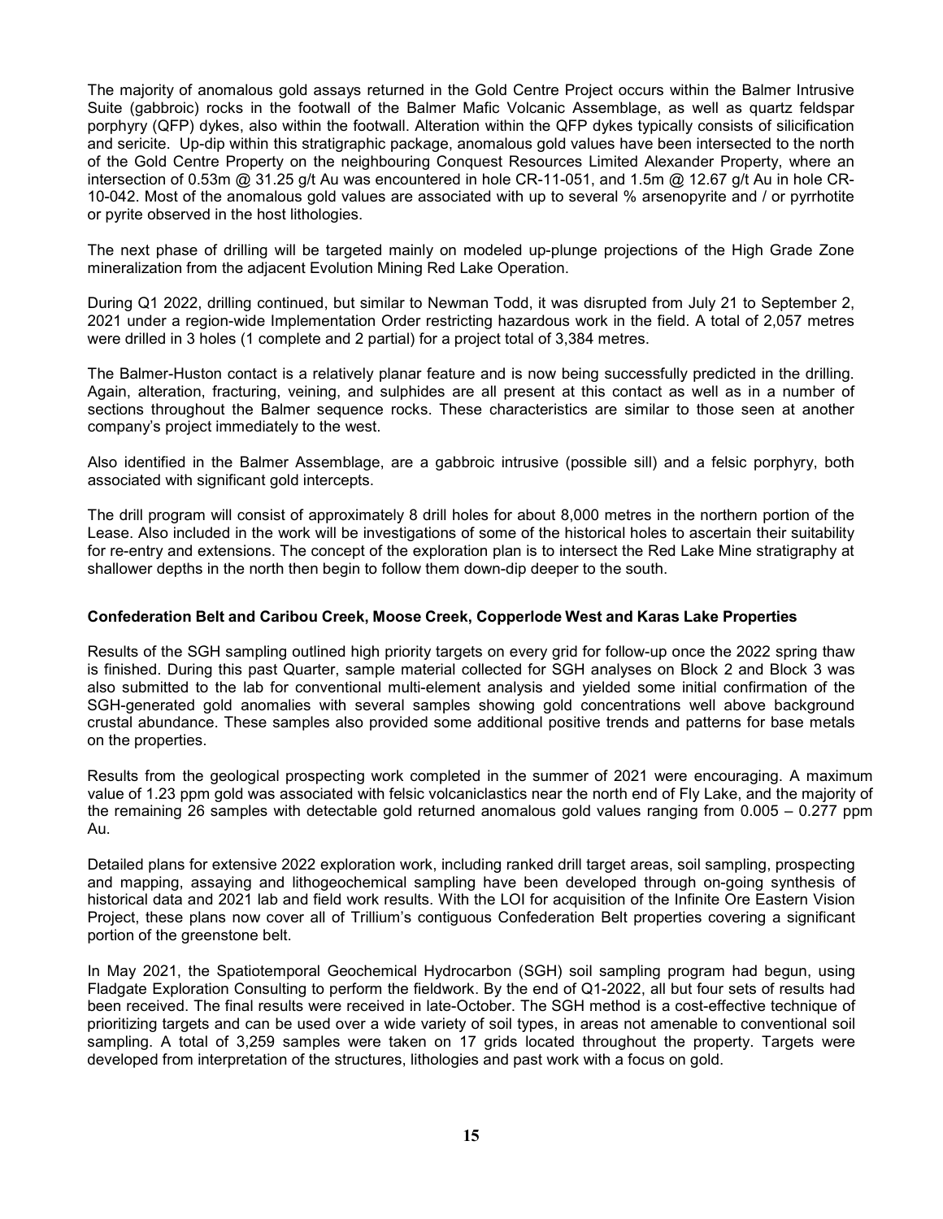The majority of anomalous gold assays returned in the Gold Centre Project occurs within the Balmer Intrusive Suite (gabbroic) rocks in the footwall of the Balmer Mafic Volcanic Assemblage, as well as quartz feldspar porphyry (QFP) dykes, also within the footwall. Alteration within the QFP dykes typically consists of silicification and sericite. Up-dip within this stratigraphic package, anomalous gold values have been intersected to the north of the Gold Centre Property on the neighbouring Conquest Resources Limited Alexander Property, where an intersection of 0.53m @ 31.25 g/t Au was encountered in hole CR-11-051, and 1.5m @ 12.67 g/t Au in hole CR-10-042. Most of the anomalous gold values are associated with up to several % arsenopyrite and / or pyrrhotite or pyrite observed in the host lithologies.

The next phase of drilling will be targeted mainly on modeled up-plunge projections of the High Grade Zone mineralization from the adjacent Evolution Mining Red Lake Operation.

During Q1 2022, drilling continued, but similar to Newman Todd, it was disrupted from July 21 to September 2, 2021 under a region-wide Implementation Order restricting hazardous work in the field. A total of 2,057 metres were drilled in 3 holes (1 complete and 2 partial) for a project total of 3,384 metres.

The Balmer-Huston contact is a relatively planar feature and is now being successfully predicted in the drilling. Again, alteration, fracturing, veining, and sulphides are all present at this contact as well as in a number of sections throughout the Balmer sequence rocks. These characteristics are similar to those seen at another company's project immediately to the west.

Also identified in the Balmer Assemblage, are a gabbroic intrusive (possible sill) and a felsic porphyry, both associated with significant gold intercepts.

The drill program will consist of approximately 8 drill holes for about 8,000 metres in the northern portion of the Lease. Also included in the work will be investigations of some of the historical holes to ascertain their suitability for re-entry and extensions. The concept of the exploration plan is to intersect the Red Lake Mine stratigraphy at shallower depths in the north then begin to follow them down-dip deeper to the south.

**Confederation Belt and Caribou Creek, Moose Creek, Copperlode West and Karas Lake Properties**

Results of the SGH sampling outlined high priority targets on every grid for follow-up once the 2022 spring thaw is finished. During this past Quarter, sample material collected for SGH analyses on Block 2 and Block 3 was also submitted to the lab for conventional multi-element analysis and yielded some initial confirmation of the SGH-generated gold anomalies with several samples showing gold concentrations well above background crustal abundance. These samples also provided some additional positive trends and patterns for base metals on the properties.

Results from the geological prospecting work completed in the summer of 2021 were encouraging. A maximum value of 1.23 ppm gold was associated with felsic volcaniclastics near the north end of Fly Lake, and the majority of the remaining 26 samples with detectable gold returned anomalous gold values ranging from 0.005 – 0.277 ppm Au.

Detailed plans for extensive 2022 exploration work, including ranked drill target areas, soil sampling, prospecting and mapping, assaying and lithogeochemical sampling have been developed through on-going synthesis of historical data and 2021 lab and field work results. With the LOI for acquisition of the Infinite Ore Eastern Vision Project, these plans now cover all of Trillium's contiguous Confederation Belt properties covering a significant portion of the greenstone belt.

In May 2021, the Spatiotemporal Geochemical Hydrocarbon (SGH) soil sampling program had begun, using Fladgate Exploration Consulting to perform the fieldwork. By the end of Q1-2022, all but four sets of results had been received. The final results were received in late-October. The SGH method is a cost-effective technique of prioritizing targets and can be used over a wide variety of soil types, in areas not amenable to conventional soil sampling. A total of 3,259 samples were taken on 17 grids located throughout the property. Targets were developed from interpretation of the structures, lithologies and past work with a focus on gold.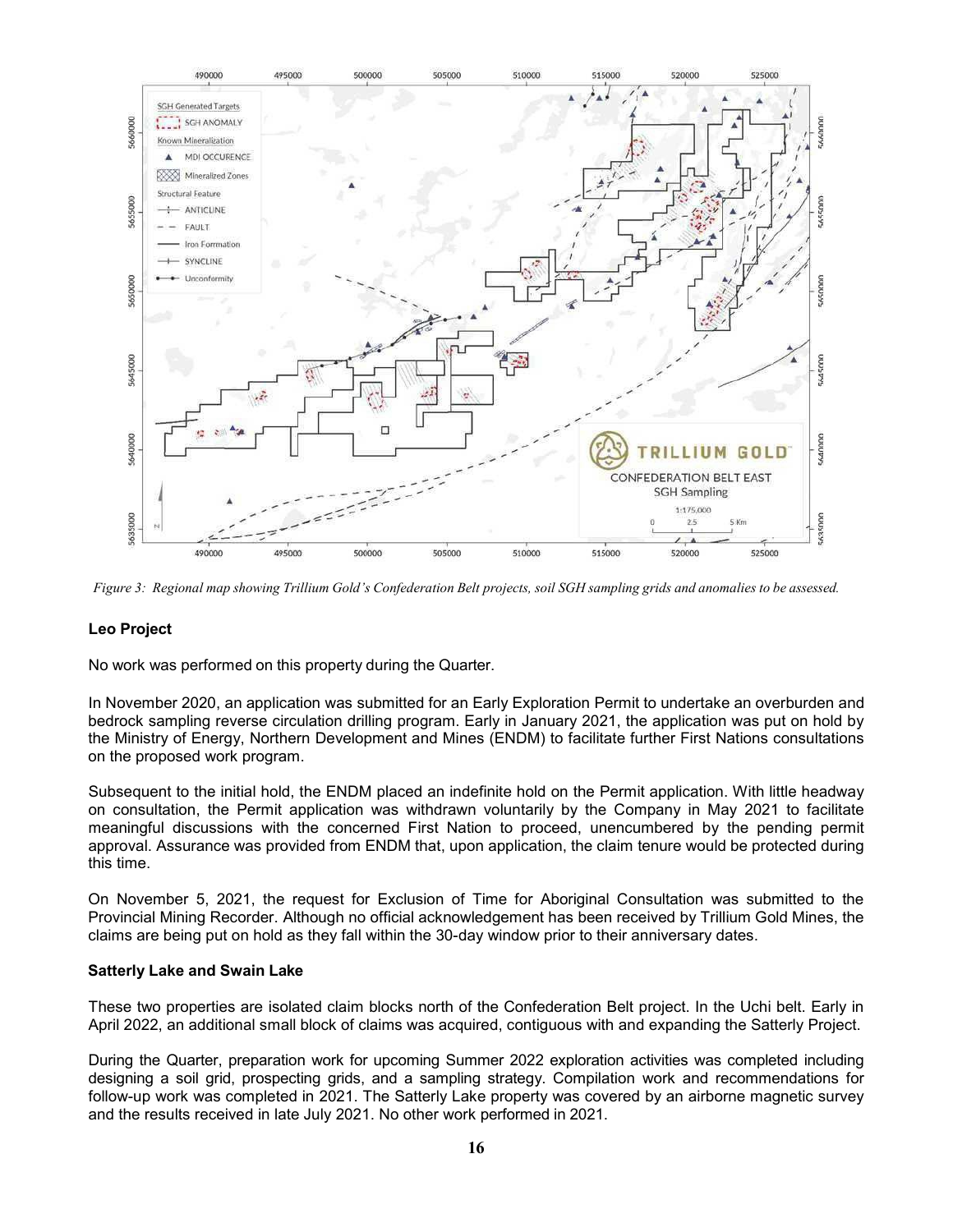*Figure 3: Regional map showing Trillium Gold's Confederation Belt projects, soil SGH sampling grids and anomalies to be assessed.*

### Leo Project

No work was performed on this property during the Quarter.

In November 2020, an application was submitted for an Early Exploration Permit to undertake an overburden and bedrock sampling reverse circulation drilling program. Early in January 2021, the application was put on hold by the Ministry of Energy, Northern Development and Mines (ENDM) to facilitate further First Nations consultations on the proposed work program.

Subsequent to the initial hold, the ENDM placed an indefinite hold on the Permit application. With little headway on consultation, the Permit application was withdrawn voluntarily by the Company in May 2021 to facilitate meaningful discussions with the concerned First Nation to proceed, unencumbered by the pending permit approval. Assurance was provided from ENDM that, upon application, the claim tenure would be protected during this time.

On November 5, 2021, the request for Exclusion of Time for Aboriginal Consultation was submitted to the Provincial Mining Recorder. Although no official acknowledgement has been received by Trillium Gold Mines, the claims are being put on hold as they fall within the 30-day window prior to their anniversary dates.

### Satterly Lake and Swain Lake

These two properties are isolated claim blocks north of the Confederation Belt project. In the Uchi belt. Early in April 2022, an additional small block of claims was acquired, contiguous with and expanding the Satterly Project.

During the Quarter, preparation work for upcoming Summer 2022 exploration activities was completed including designing a soil grid, prospecting grids, and a sampling strategy. Compilation work and recommendations for follow-up work was completed in 2021. The Satterly Lake property was covered by an airborne magnetic survey and the results received in late July 2021. No other work performed in 2021.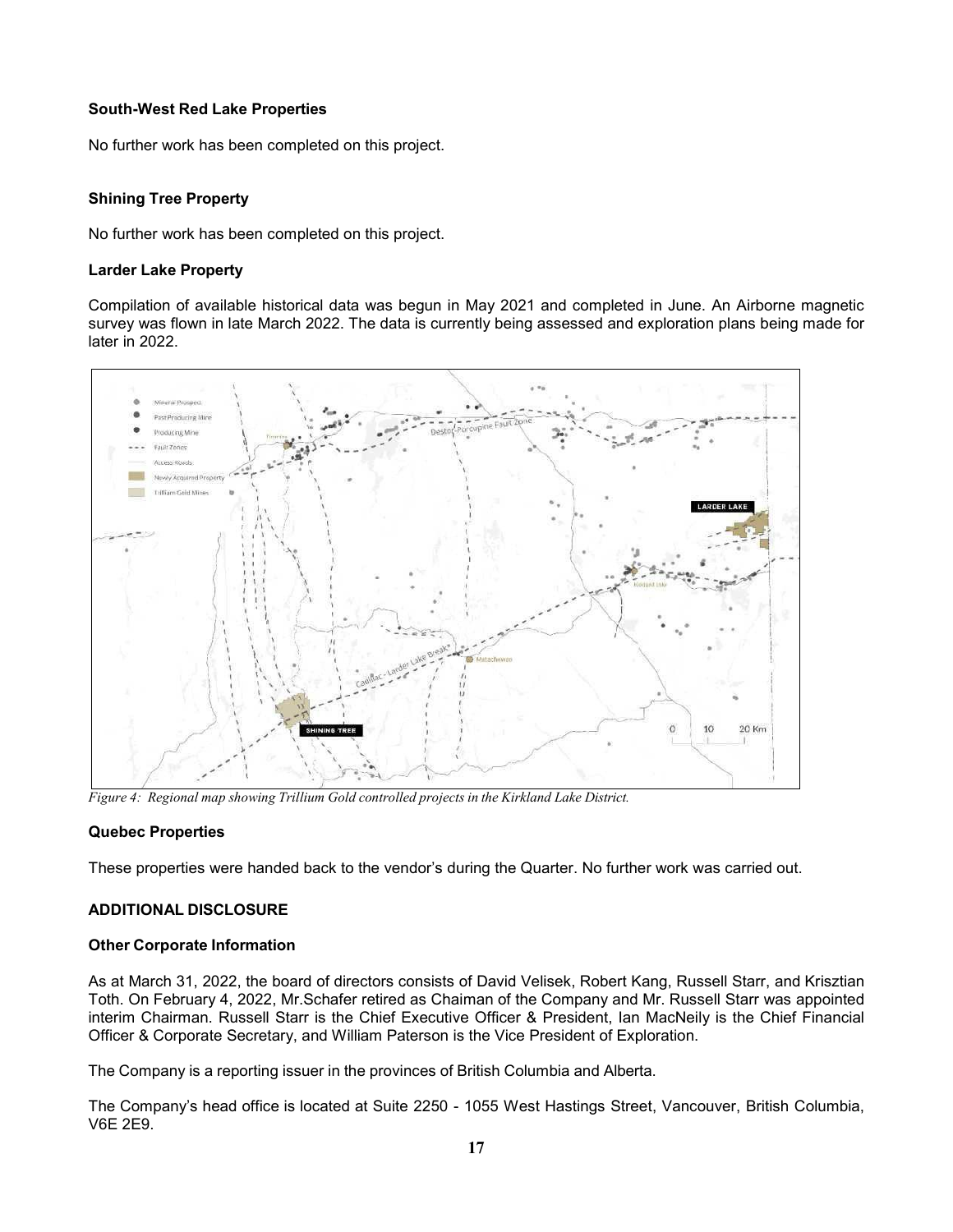### South-West Red Lake Properties

No further work has been completed on this project.

### Shining Tree Property

No further work has been completed on this project.

### Larder Lake Property

Compilation of available historical data was begun in May 2021 and completed in June. An Airborne magnetic survey was flown in late March 2022. The data is currently being assessed and exploration plans being made for later in 2022.

*Figure 4: Regional map showing Trillium Gold controlled projects in the Kirkland Lake District.*

### Quebec Properties

These properties were handed back to the vendor's during the Quarter. No further work was carried out.

## ADDITIONAL DISCLOSURE

### Other Corporate Information

As at March 31, 2022, the board of directors consists of David Velisek, Robert Kang, Russell Starr, and Krisztian Toth. On February 4, 2022, Mr.Schafer retired as Chaiman of the Company and Mr. Russell Starr was appointed interim Chairman. Russell Starr is the Chief Executive Officer & President, Ian MacNeily is the Chief Financial Officer & Corporate Secretary, and William Paterson is the Vice President of Exploration.

The Company is a reporting issuer in the provinces of British Columbia and Alberta.

The Company's head office is located at Suite 2250 - 1055 West Hastings Street, Vancouver, British Columbia, V6E 2E9.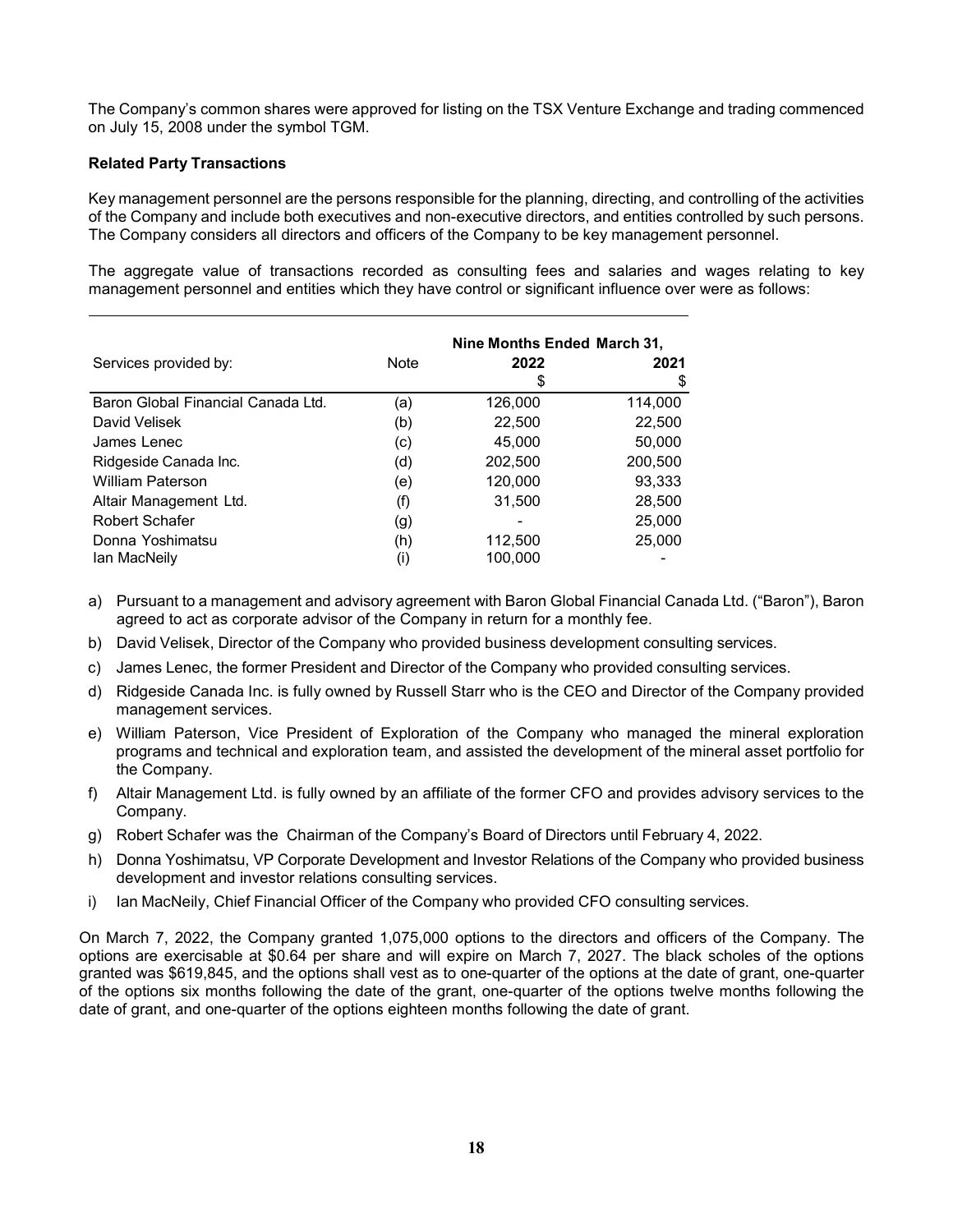The Company's common shares were approved for listing on the TSX Venture Exchange and trading commenced on July 15, 2008 under the symbol TGM.

**Related Party Transactions**

Key management personnel are the persons responsible for the planning, directing, and controlling of the activities of the Company and include both executives and non-executive directors, and entities controlled by such persons. The Company considers all directors and officers of the Company to be key management personnel.

The aggregate value of transactions recorded as consulting fees and salaries and wages relating to key management personnel and entities which they have control or significant influence over were as follows:

| | | Nine Months Ended March 31, | |
|---|---|---|---|
| Services provided by: | Note | 2022 | 2021 |
| | | $ | $ |
| Baron Global Financial Canada Ltd. | (a) | 126,000 | 114,000 |
| David Velisek | (b) | 22,500 | 22,500 |
| James Lenec | (c) | 45,000 | 50,000 |
| Ridgeside Canada Inc. | (d) | 202,500 | 200,500 |
| William Paterson | (e) | 120,000 | 93,333 |
| Altair Management Ltd. | (f) | 31,500 | 28,500 |
| Robert Schafer | (g) | - | 25,000 |
| Donna Yoshimatsu | (h) | 112,500 | 25,000 |
| Ian MacNeily | (i) | 100,000 | - |

a) Pursuant to a management and advisory agreement with Baron Global Financial Canada Ltd. ("Baron"), Baron agreed to act as corporate advisor of the Company in return for a monthly fee.
b) David Velisek, Director of the Company who provided business development consulting services.
c) James Lenec, the former President and Director of the Company who provided consulting services.
d) Ridgeside Canada Inc. is fully owned by Russell Starr who is the CEO and Director of the Company provided management services.
e) William Paterson, Vice President of Exploration of the Company who managed the mineral exploration programs and technical and exploration team, and assisted the development of the mineral asset portfolio for the Company.
f) Altair Management Ltd. is fully owned by an affiliate of the former CFO and provides advisory services to the Company.
g) Robert Schafer was the Chairman of the Company's Board of Directors until February 4, 2022.
h) Donna Yoshimatsu, VP Corporate Development and Investor Relations of the Company who provided business development and investor relations consulting services.
i) Ian MacNeily, Chief Financial Officer of the Company who provided CFO consulting services.

On March 7, 2022, the Company granted 1,075,000 options to the directors and officers of the Company. The options are exercisable at $0.64 per share and will expire on March 7, 2027. The black scholes of the options granted was $619,845, and the options shall vest as to one-quarter of the options at the date of grant, one-quarter of the options six months following the date of the grant, one-quarter of the options twelve months following the date of grant, and one-quarter of the options eighteen months following the date of grant.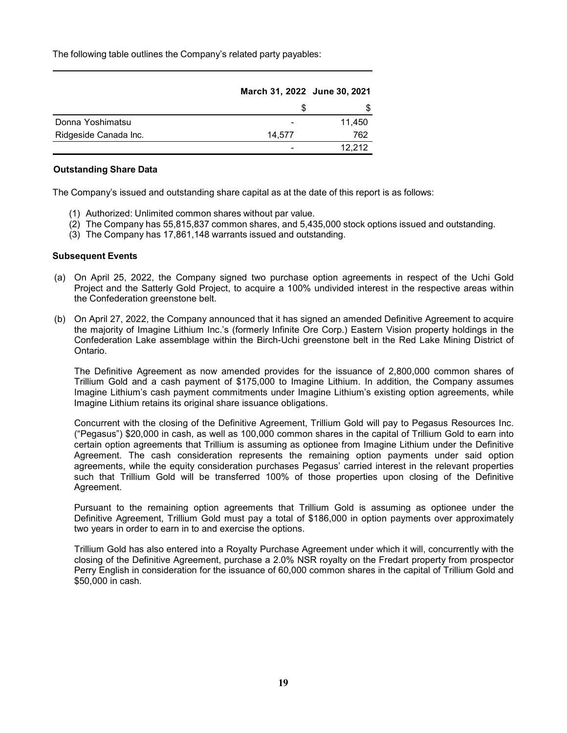The following table outlines the Company's related party payables:

| | March 31, 2022 | June 30, 2021 |
|---|---|---|
| | $ | $ |
| Donna Yoshimatsu | - | 11,450 |
| Ridgeside Canada Inc. | 14,577 | 762 |
| | - | 12,212 |

### Outstanding Share Data

The Company's issued and outstanding share capital as at the date of this report is as follows:

(1) Authorized: Unlimited common shares without par value.
(2) The Company has 55,815,837 common shares, and 5,435,000 stock options issued and outstanding.
(3) The Company has 17,861,148 warrants issued and outstanding.

### Subsequent Events

(a) On April 25, 2022, the Company signed two purchase option agreements in respect of the Uchi Gold Project and the Satterly Gold Project, to acquire a 100% undivided interest in the respective areas within the Confederation greenstone belt.

(b) On April 27, 2022, the Company announced that it has signed an amended Definitive Agreement to acquire the majority of Imagine Lithium Inc.'s (formerly Infinite Ore Corp.) Eastern Vision property holdings in the Confederation Lake assemblage within the Birch-Uchi greenstone belt in the Red Lake Mining District of Ontario.

The Definitive Agreement as now amended provides for the issuance of 2,800,000 common shares of Trillium Gold and a cash payment of $175,000 to Imagine Lithium. In addition, the Company assumes Imagine Lithium's cash payment commitments under Imagine Lithium's existing option agreements, while Imagine Lithium retains its original share issuance obligations.

Concurrent with the closing of the Definitive Agreement, Trillium Gold will pay to Pegasus Resources Inc. ("Pegasus") $20,000 in cash, as well as 100,000 common shares in the capital of Trillium Gold to earn into certain option agreements that Trillium is assuming as optionee from Imagine Lithium under the Definitive Agreement. The cash consideration represents the remaining option payments under said option agreements, while the equity consideration purchases Pegasus' carried interest in the relevant properties such that Trillium Gold will be transferred 100% of those properties upon closing of the Definitive Agreement.

Pursuant to the remaining option agreements that Trillium Gold is assuming as optionee under the Definitive Agreement, Trillium Gold must pay a total of $186,000 in option payments over approximately two years in order to earn in to and exercise the options.

Trillium Gold has also entered into a Royalty Purchase Agreement under which it will, concurrently with the closing of the Definitive Agreement, purchase a 2.0% NSR royalty on the Fredart property from prospector Perry English in consideration for the issuance of 60,000 common shares in the capital of Trillium Gold and $50,000 in cash.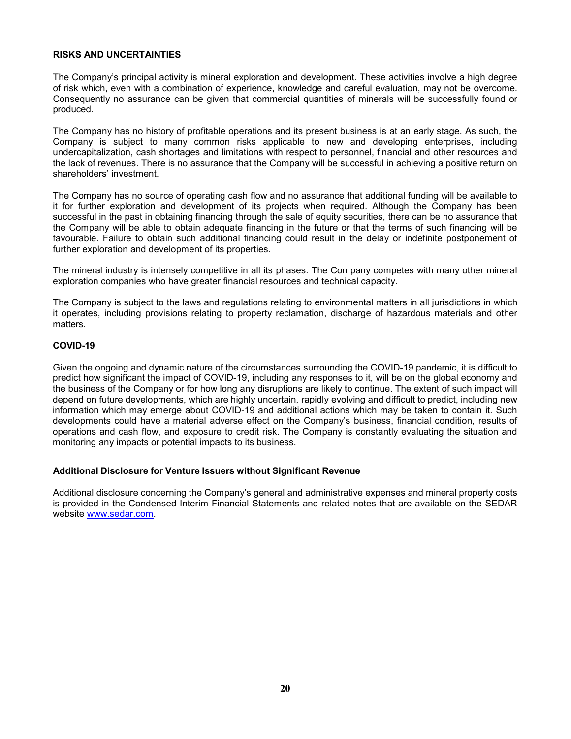## RISKS AND UNCERTAINTIES

The Company's principal activity is mineral exploration and development. These activities involve a high degree of risk which, even with a combination of experience, knowledge and careful evaluation, may not be overcome. Consequently no assurance can be given that commercial quantities of minerals will be successfully found or produced.

The Company has no history of profitable operations and its present business is at an early stage. As such, the Company is subject to many common risks applicable to new and developing enterprises, including undercapitalization, cash shortages and limitations with respect to personnel, financial and other resources and the lack of revenues. There is no assurance that the Company will be successful in achieving a positive return on shareholders' investment.

The Company has no source of operating cash flow and no assurance that additional funding will be available to it for further exploration and development of its projects when required. Although the Company has been successful in the past in obtaining financing through the sale of equity securities, there can be no assurance that the Company will be able to obtain adequate financing in the future or that the terms of such financing will be favourable. Failure to obtain such additional financing could result in the delay or indefinite postponement of further exploration and development of its properties.

The mineral industry is intensely competitive in all its phases. The Company competes with many other mineral exploration companies who have greater financial resources and technical capacity.

The Company is subject to the laws and regulations relating to environmental matters in all jurisdictions in which it operates, including provisions relating to property reclamation, discharge of hazardous materials and other matters.

## COVID-19

Given the ongoing and dynamic nature of the circumstances surrounding the COVID-19 pandemic, it is difficult to predict how significant the impact of COVID-19, including any responses to it, will be on the global economy and the business of the Company or for how long any disruptions are likely to continue. The extent of such impact will depend on future developments, which are highly uncertain, rapidly evolving and difficult to predict, including new information which may emerge about COVID-19 and additional actions which may be taken to contain it. Such developments could have a material adverse effect on the Company's business, financial condition, results of operations and cash flow, and exposure to credit risk. The Company is constantly evaluating the situation and monitoring any impacts or potential impacts to its business.

### Additional Disclosure for Venture Issuers without Significant Revenue

Additional disclosure concerning the Company's general and administrative expenses and mineral property costs is provided in the Condensed Interim Financial Statements and related notes that are available on the SEDAR website [www.sedar.com](http://www.sedar.com).